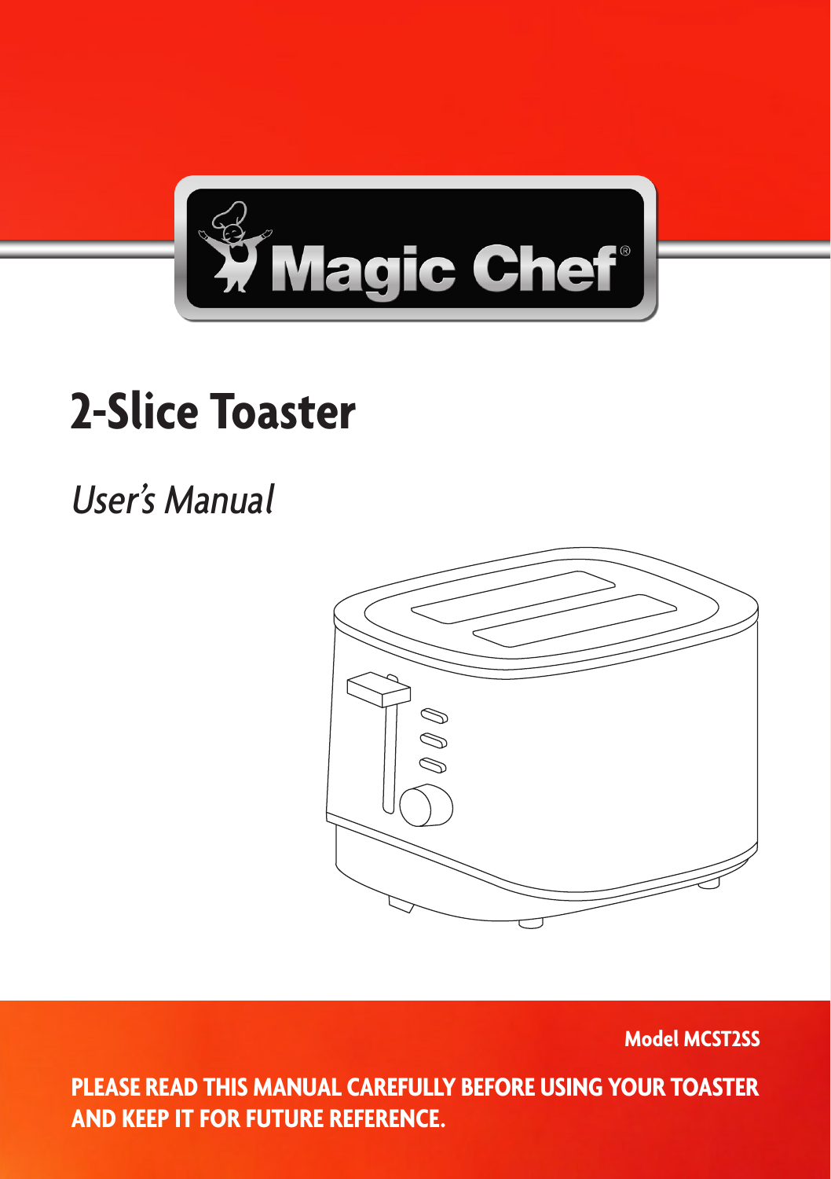Magic Chef®

# 2-Slice Toaster

*User's Manual*

**Model MCST2SS**

**PLEASE READ THIS MANUAL CAREFULLY BEFORE USING YOUR TOASTER AND KEEP IT FOR FUTURE REFERENCE.**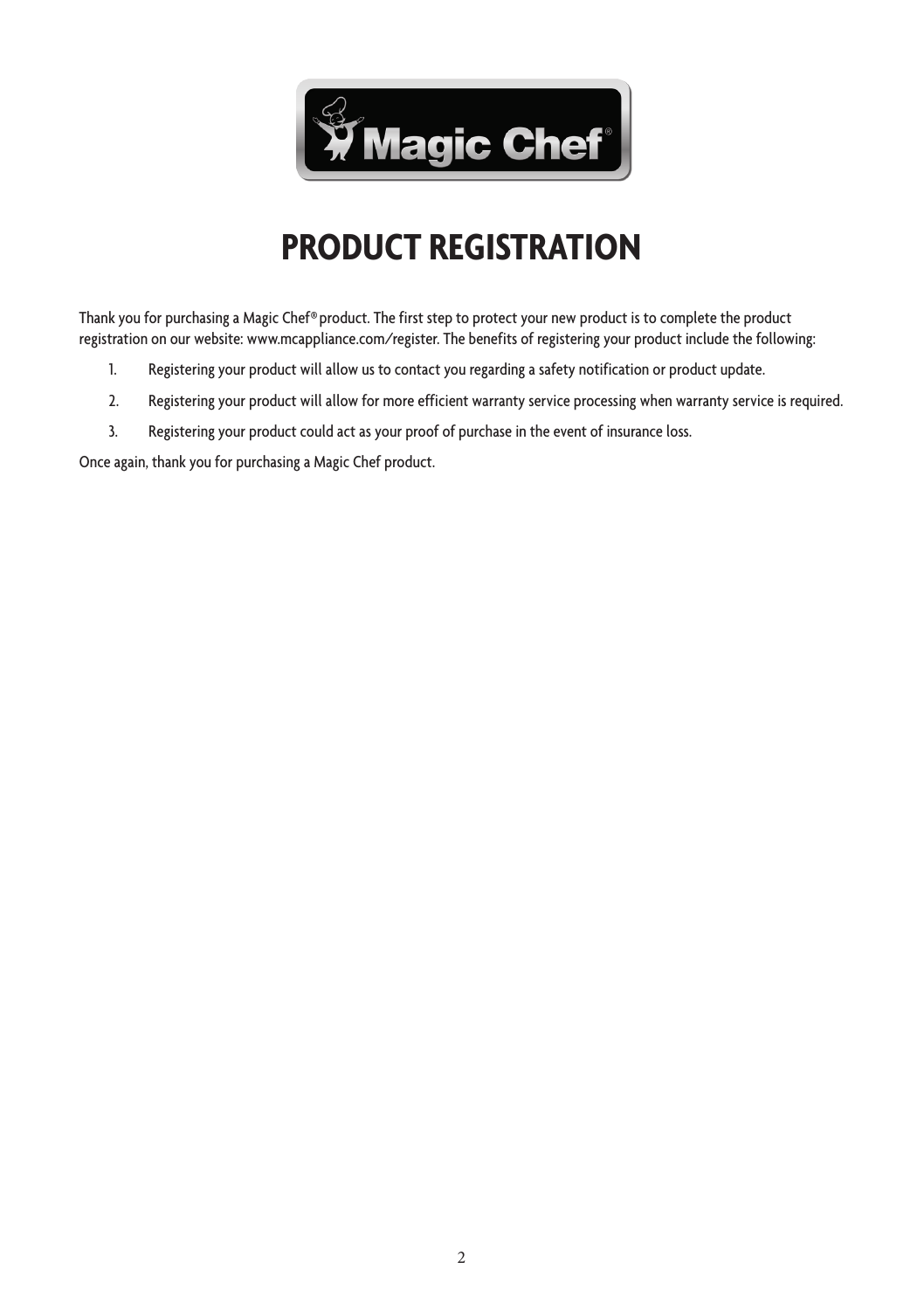# PRODUCT REGISTRATION

Thank you for purchasing a Magic Chef® product. The first step to protect your new product is to complete the product registration on our website: www.mcappliance.com/register. The benefits of registering your product include the following:

1. Registering your product will allow us to contact you regarding a safety notification or product update.
2. Registering your product will allow for more efficient warranty service processing when warranty service is required.
3. Registering your product could act as your proof of purchase in the event of insurance loss.

Once again, thank you for purchasing a Magic Chef product.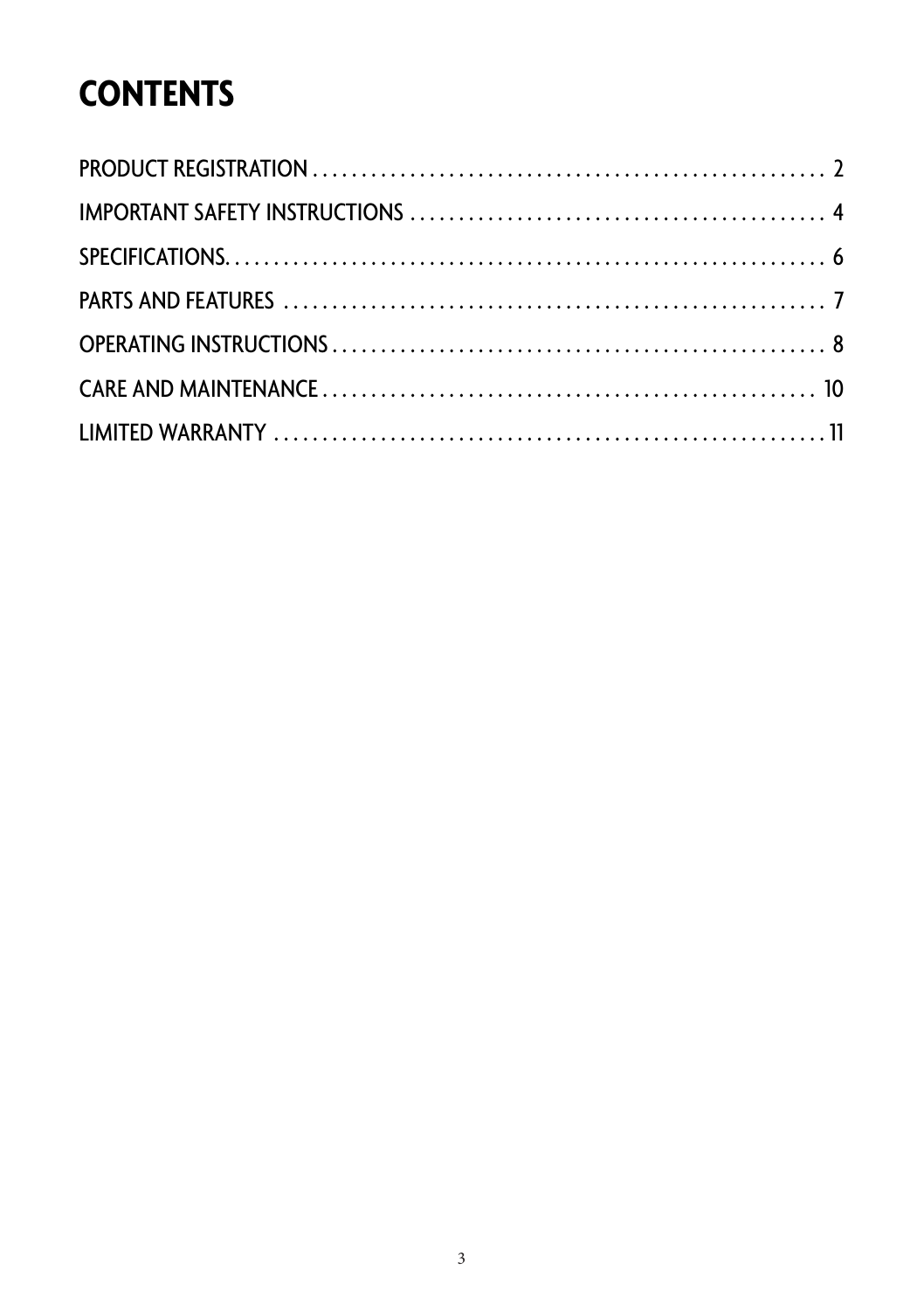# CONTENTS

PRODUCT REGISTRATION . . . . . . . . . . . . . . . . . . . . . . . . . . . . . . . . . . . . . . . . . . . . . . . . . . . . . 2

IMPORTANT SAFETY INSTRUCTIONS . . . . . . . . . . . . . . . . . . . . . . . . . . . . . . . . . . . . . . . . . . . 4

SPECIFICATIONS. . . . . . . . . . . . . . . . . . . . . . . . . . . . . . . . . . . . . . . . . . . . . . . . . . . . . . . . . . . . 6

PARTS AND FEATURES . . . . . . . . . . . . . . . . . . . . . . . . . . . . . . . . . . . . . . . . . . . . . . . . . . . . . . 7

OPERATING INSTRUCTIONS . . . . . . . . . . . . . . . . . . . . . . . . . . . . . . . . . . . . . . . . . . . . . . . . . . 8

CARE AND MAINTENANCE . . . . . . . . . . . . . . . . . . . . . . . . . . . . . . . . . . . . . . . . . . . . . . . . . . 10

LIMITED WARRANTY . . . . . . . . . . . . . . . . . . . . . . . . . . . . . . . . . . . . . . . . . . . . . . . . . . . . . . . . 11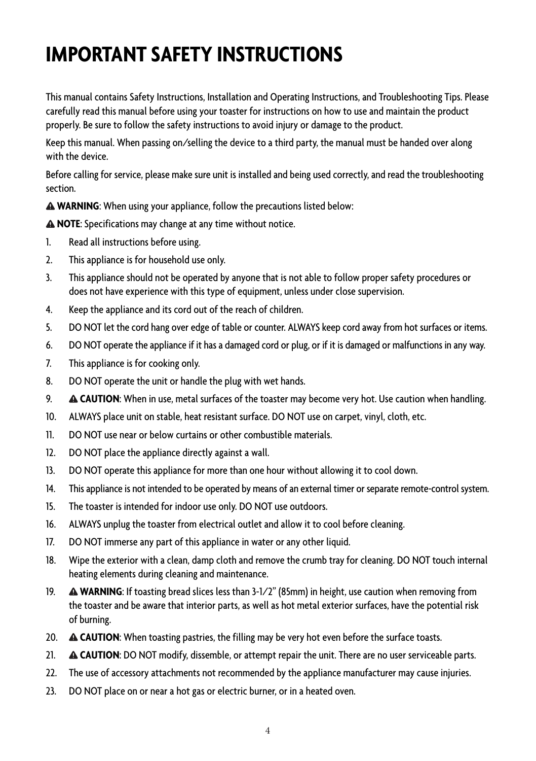# IMPORTANT SAFETY INSTRUCTIONS

This manual contains Safety Instructions, Installation and Operating Instructions, and Troubleshooting Tips. Please carefully read this manual before using your toaster for instructions on how to use and maintain the product properly. Be sure to follow the safety instructions to avoid injury or damage to the product.

Keep this manual. When passing on/selling the device to a third party, the manual must be handed over along with the device.

Before calling for service, please make sure unit is installed and being used correctly, and read the troubleshooting section.

⚠ **WARNING**: When using your appliance, follow the precautions listed below:

⚠ **NOTE**: Specifications may change at any time without notice.

1. Read all instructions before using.
2. This appliance is for household use only.
3. This appliance should not be operated by anyone that is not able to follow proper safety procedures or does not have experience with this type of equipment, unless under close supervision.
4. Keep the appliance and its cord out of the reach of children.
5. DO NOT let the cord hang over edge of table or counter. ALWAYS keep cord away from hot surfaces or items.
6. DO NOT operate the appliance if it has a damaged cord or plug, or if it is damaged or malfunctions in any way.
7. This appliance is for cooking only.
8. DO NOT operate the unit or handle the plug with wet hands.
9. ⚠ **CAUTION**: When in use, metal surfaces of the toaster may become very hot. Use caution when handling.
10. ALWAYS place unit on stable, heat resistant surface. DO NOT use on carpet, vinyl, cloth, etc.
11. DO NOT use near or below curtains or other combustible materials.
12. DO NOT place the appliance directly against a wall.
13. DO NOT operate this appliance for more than one hour without allowing it to cool down.
14. This appliance is not intended to be operated by means of an external timer or separate remote-control system.
15. The toaster is intended for indoor use only. DO NOT use outdoors.
16. ALWAYS unplug the toaster from electrical outlet and allow it to cool before cleaning.
17. DO NOT immerse any part of this appliance in water or any other liquid.
18. Wipe the exterior with a clean, damp cloth and remove the crumb tray for cleaning. DO NOT touch internal heating elements during cleaning and maintenance.
19. ⚠ **WARNING**: If toasting bread slices less than 3-1/2" (85mm) in height, use caution when removing from the toaster and be aware that interior parts, as well as hot metal exterior surfaces, have the potential risk of burning.
20. ⚠ **CAUTION**: When toasting pastries, the filling may be very hot even before the surface toasts.
21. ⚠ **CAUTION**: DO NOT modify, dissemble, or attempt repair the unit. There are no user serviceable parts.
22. The use of accessory attachments not recommended by the appliance manufacturer may cause injuries.
23. DO NOT place on or near a hot gas or electric burner, or in a heated oven.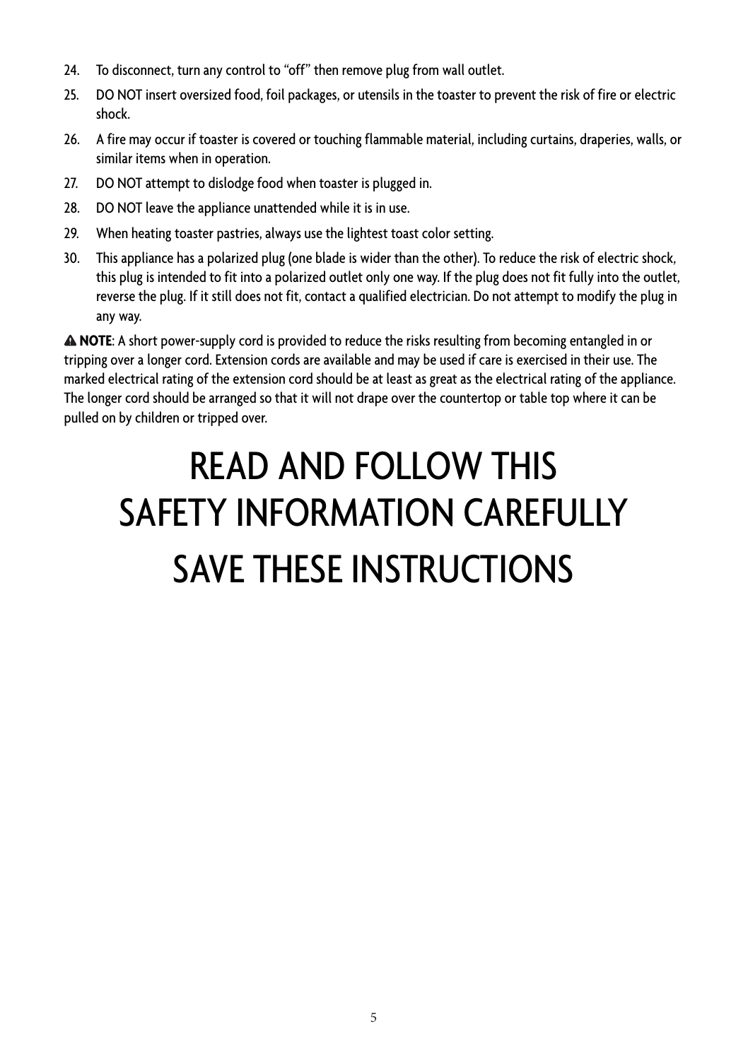24. To disconnect, turn any control to “off” then remove plug from wall outlet.
25. DO NOT insert oversized food, foil packages, or utensils in the toaster to prevent the risk of fire or electric shock.
26. A fire may occur if toaster is covered or touching flammable material, including curtains, draperies, walls, or similar items when in operation.
27. DO NOT attempt to dislodge food when toaster is plugged in.
28. DO NOT leave the appliance unattended while it is in use.
29. When heating toaster pastries, always use the lightest toast color setting.
30. This appliance has a polarized plug (one blade is wider than the other). To reduce the risk of electric shock, this plug is intended to fit into a polarized outlet only one way. If the plug does not fit fully into the outlet, reverse the plug. If it still does not fit, contact a qualified electrician. Do not attempt to modify the plug in any way.

⚠ **NOTE**: A short power-supply cord is provided to reduce the risks resulting from becoming entangled in or tripping over a longer cord. Extension cords are available and may be used if care is exercised in their use. The marked electrical rating of the extension cord should be at least as great as the electrical rating of the appliance. The longer cord should be arranged so that it will not drape over the countertop or table top where it can be pulled on by children or tripped over.

# READ AND FOLLOW THIS SAFETY INFORMATION CAREFULLY

# SAVE THESE INSTRUCTIONS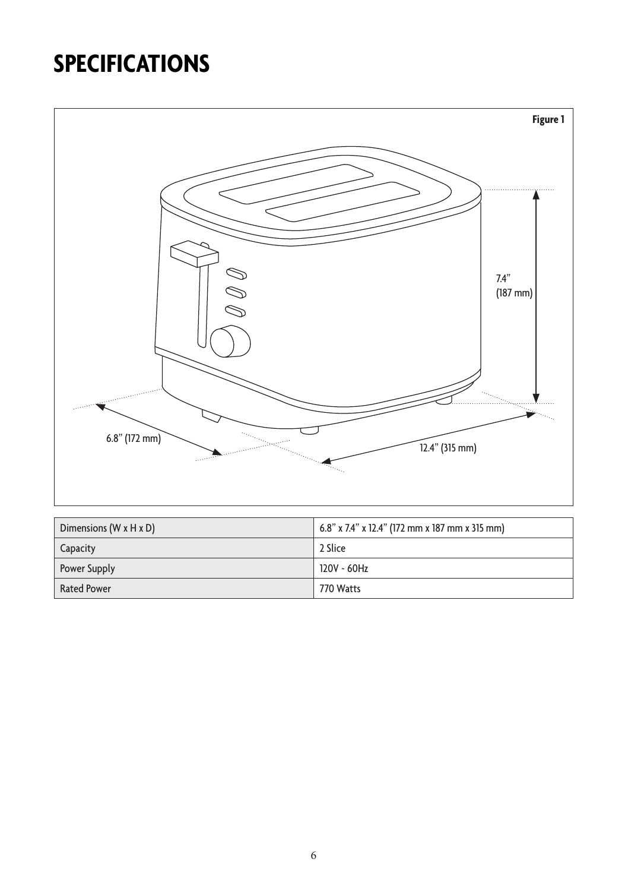# SPECIFICATIONS

Figure 1

7.4” (187 mm)

6.8” (172 mm)

12.4” (315 mm)

| Dimensions (W x H x D) | 6.8” x 7.4” x 12.4” (172 mm x 187 mm x 315 mm) |
|---|---|
| Capacity | 2 Slice |
| Power Supply | 120V ~ 60Hz |
| Rated Power | 770 Watts |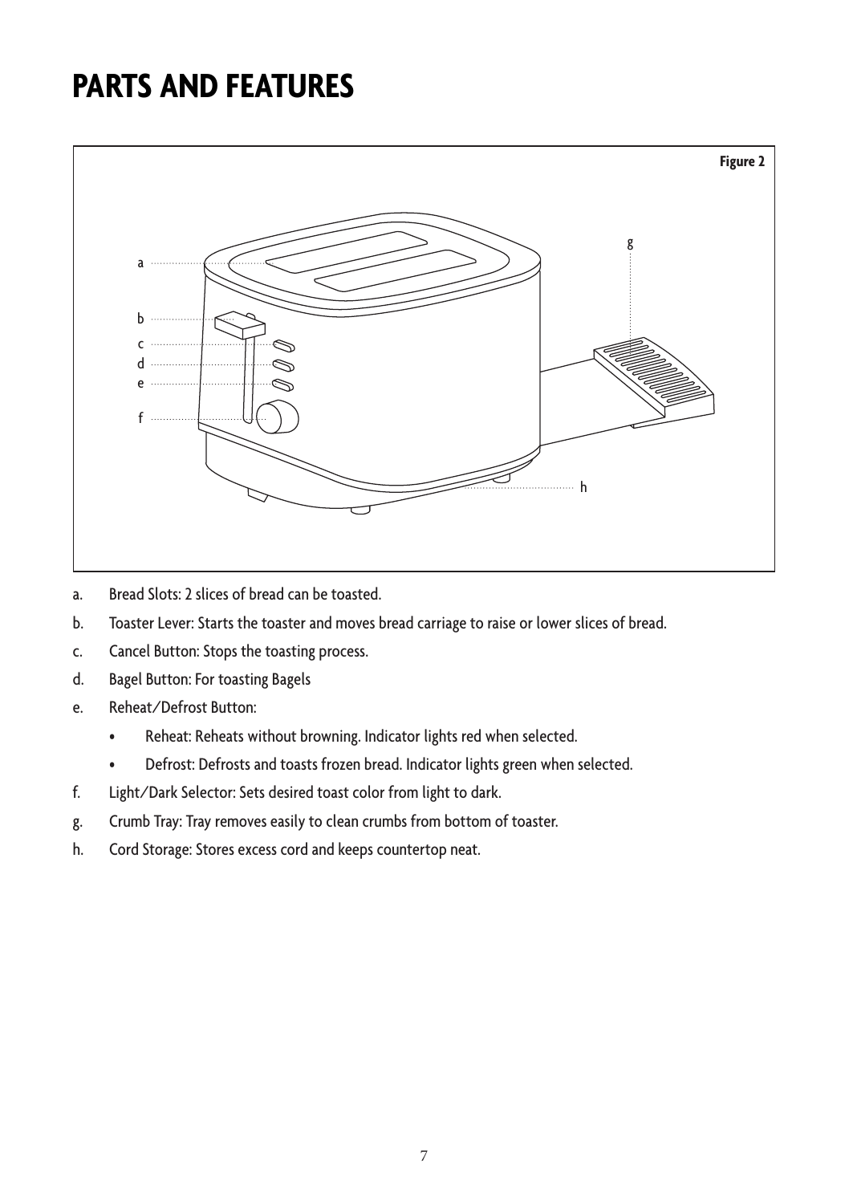# PARTS AND FEATURES

Figure 2

a. Bread Slots: 2 slices of bread can be toasted.

b. Toaster Lever: Starts the toaster and moves bread carriage to raise or lower slices of bread.

c. Cancel Button: Stops the toasting process.

d. Bagel Button: For toasting Bagels

e. Reheat/Defrost Button:
   - Reheat: Reheats without browning. Indicator lights red when selected.
   - Defrost: Defrosts and toasts frozen bread. Indicator lights green when selected.

f. Light/Dark Selector: Sets desired toast color from light to dark.

g. Crumb Tray: Tray removes easily to clean crumbs from bottom of toaster.

h. Cord Storage: Stores excess cord and keeps countertop neat.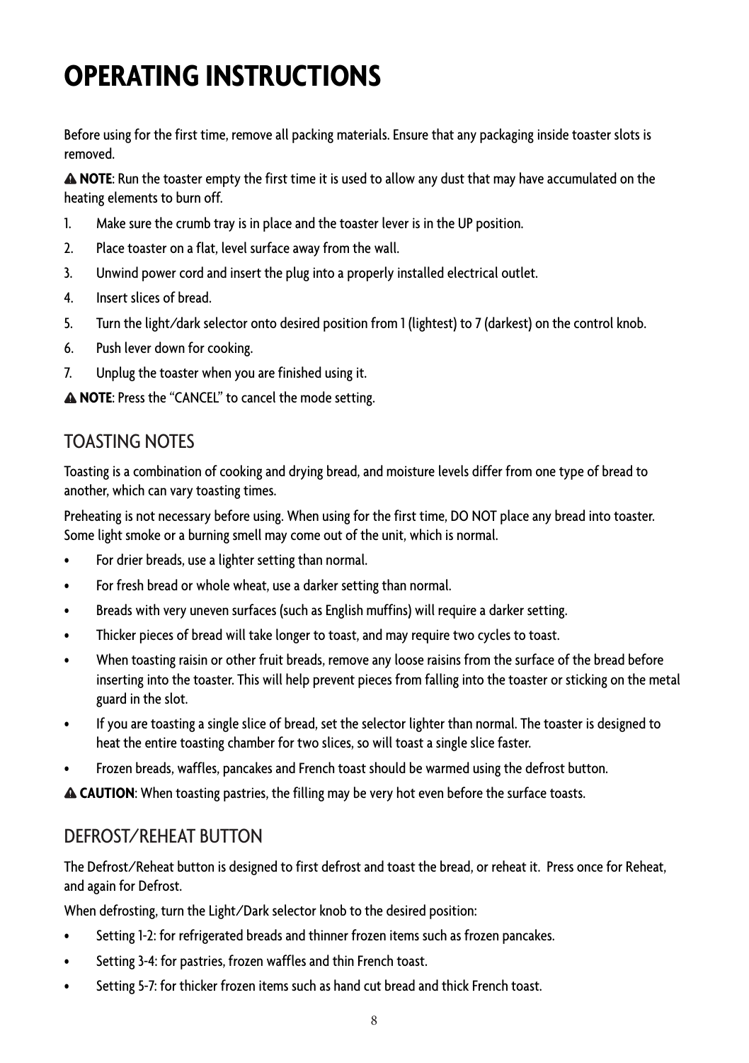# OPERATING INSTRUCTIONS

Before using for the first time, remove all packing materials. Ensure that any packaging inside toaster slots is removed.

⚠ **NOTE**: Run the toaster empty the first time it is used to allow any dust that may have accumulated on the heating elements to burn off.

1. Make sure the crumb tray is in place and the toaster lever is in the UP position.
2. Place toaster on a flat, level surface away from the wall.
3. Unwind power cord and insert the plug into a properly installed electrical outlet.
4. Insert slices of bread.
5. Turn the light/dark selector onto desired position from 1 (lightest) to 7 (darkest) on the control knob.
6. Push lever down for cooking.
7. Unplug the toaster when you are finished using it.

⚠ **NOTE**: Press the "CANCEL" to cancel the mode setting.

## TOASTING NOTES

Toasting is a combination of cooking and drying bread, and moisture levels differ from one type of bread to another, which can vary toasting times.

Preheating is not necessary before using. When using for the first time, DO NOT place any bread into toaster. Some light smoke or a burning smell may come out of the unit, which is normal.

- For drier breads, use a lighter setting than normal.
- For fresh bread or whole wheat, use a darker setting than normal.
- Breads with very uneven surfaces (such as English muffins) will require a darker setting.
- Thicker pieces of bread will take longer to toast, and may require two cycles to toast.
- When toasting raisin or other fruit breads, remove any loose raisins from the surface of the bread before inserting into the toaster. This will help prevent pieces from falling into the toaster or sticking on the metal guard in the slot.
- If you are toasting a single slice of bread, set the selector lighter than normal. The toaster is designed to heat the entire toasting chamber for two slices, so will toast a single slice faster.
- Frozen breads, waffles, pancakes and French toast should be warmed using the defrost button.

⚠ **CAUTION**: When toasting pastries, the filling may be very hot even before the surface toasts.

## DEFROST/REHEAT BUTTON

The Defrost/Reheat button is designed to first defrost and toast the bread, or reheat it. Press once for Reheat, and again for Defrost.

When defrosting, turn the Light/Dark selector knob to the desired position:

- Setting 1-2: for refrigerated breads and thinner frozen items such as frozen pancakes.
- Setting 3-4: for pastries, frozen waffles and thin French toast.
- Setting 5-7: for thicker frozen items such as hand cut bread and thick French toast.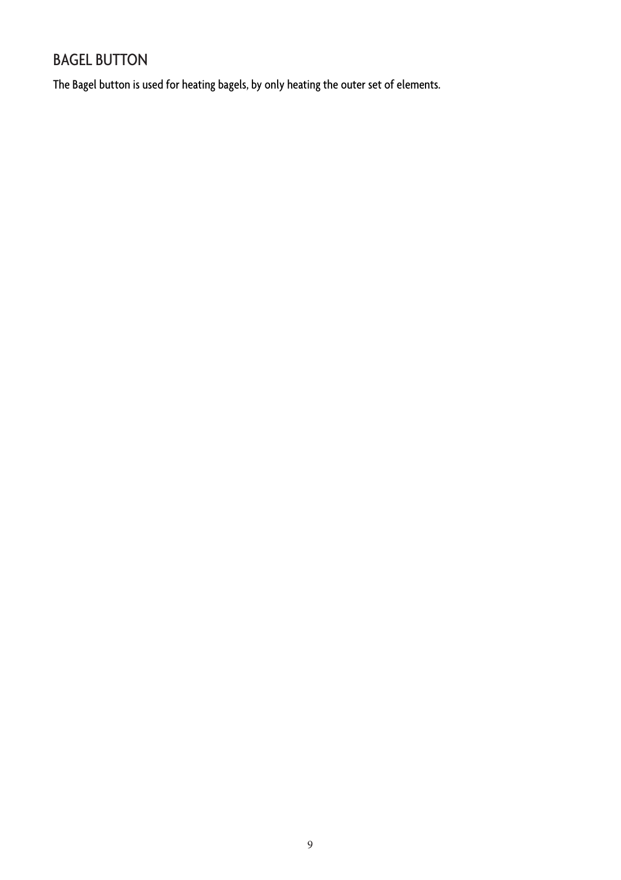## BAGEL BUTTON

The Bagel button is used for heating bagels, by only heating the outer set of elements.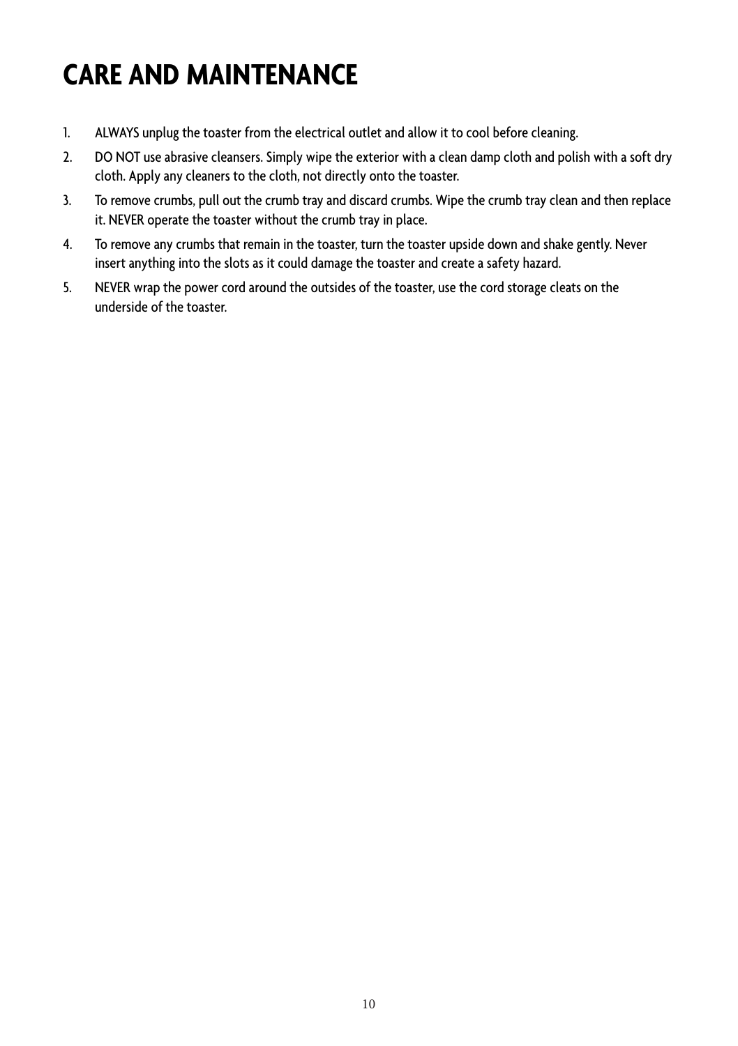# CARE AND MAINTENANCE

1. ALWAYS unplug the toaster from the electrical outlet and allow it to cool before cleaning.
2. DO NOT use abrasive cleansers. Simply wipe the exterior with a clean damp cloth and polish with a soft dry cloth. Apply any cleaners to the cloth, not directly onto the toaster.
3. To remove crumbs, pull out the crumb tray and discard crumbs. Wipe the crumb tray clean and then replace it. NEVER operate the toaster without the crumb tray in place.
4. To remove any crumbs that remain in the toaster, turn the toaster upside down and shake gently. Never insert anything into the slots as it could damage the toaster and create a safety hazard.
5. NEVER wrap the power cord around the outsides of the toaster, use the cord storage cleats on the underside of the toaster.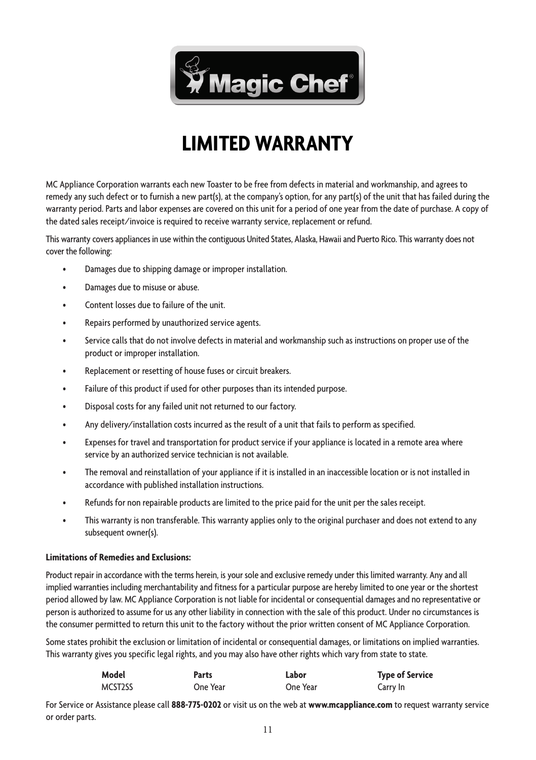# LIMITED WARRANTY

MC Appliance Corporation warrants each new Toaster to be free from defects in material and workmanship, and agrees to remedy any such defect or to furnish a new part(s), at the company's option, for any part(s) of the unit that has failed during the warranty period. Parts and labor expenses are covered on this unit for a period of one year from the date of purchase. A copy of the dated sales receipt/invoice is required to receive warranty service, replacement or refund.

This warranty covers appliances in use within the contiguous United States, Alaska, Hawaii and Puerto Rico. This warranty does not cover the following:

- Damages due to shipping damage or improper installation.
- Damages due to misuse or abuse.
- Content losses due to failure of the unit.
- Repairs performed by unauthorized service agents.
- Service calls that do not involve defects in material and workmanship such as instructions on proper use of the product or improper installation.
- Replacement or resetting of house fuses or circuit breakers.
- Failure of this product if used for other purposes than its intended purpose.
- Disposal costs for any failed unit not returned to our factory.
- Any delivery/installation costs incurred as the result of a unit that fails to perform as specified.
- Expenses for travel and transportation for product service if your appliance is located in a remote area where service by an authorized service technician is not available.
- The removal and reinstallation of your appliance if it is installed in an inaccessible location or is not installed in accordance with published installation instructions.
- Refunds for non repairable products are limited to the price paid for the unit per the sales receipt.
- This warranty is non transferable. This warranty applies only to the original purchaser and does not extend to any subsequent owner(s).

**Limitations of Remedies and Exclusions:**

Product repair in accordance with the terms herein, is your sole and exclusive remedy under this limited warranty. Any and all implied warranties including merchantability and fitness for a particular purpose are hereby limited to one year or the shortest period allowed by law. MC Appliance Corporation is not liable for incidental or consequential damages and no representative or person is authorized to assume for us any other liability in connection with the sale of this product. Under no circumstances is the consumer permitted to return this unit to the factory without the prior written consent of MC Appliance Corporation.

Some states prohibit the exclusion or limitation of incidental or consequential damages, or limitations on implied warranties. This warranty gives you specific legal rights, and you may also have other rights which vary from state to state.

| Model | Parts | Labor | Type of Service |
|---|---|---|---|
| MCST2SS | One Year | One Year | Carry In |

For Service or Assistance please call **888-775-0202** or visit us on the web at **www.mcappliance.com** to request warranty service or order parts.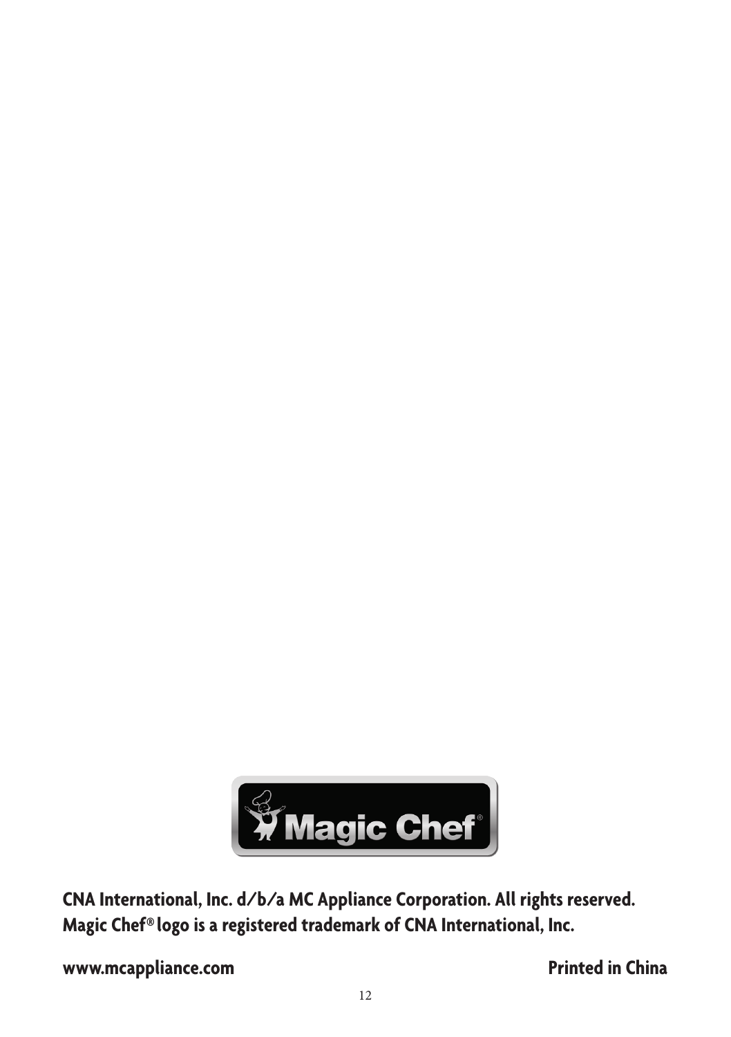**CNA International, Inc. d/b/a MC Appliance Corporation. All rights reserved.**
**Magic Chef® logo is a registered trademark of CNA International, Inc.**

**www.mcappliance.com** **Printed in China**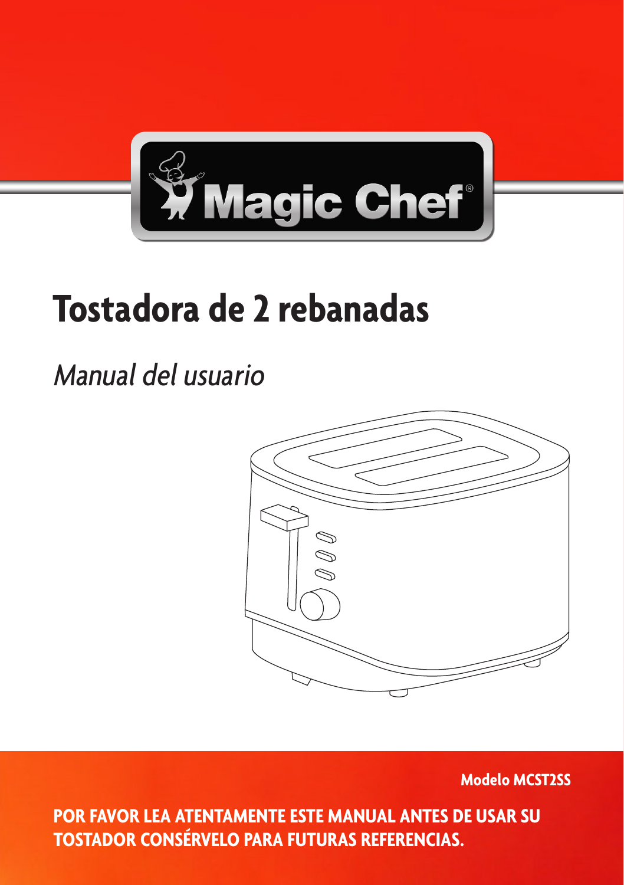Magic Chef®

# Tostadora de 2 rebanadas

*Manual del usuario*

**Modelo MCST2SS**

**POR FAVOR LEA ATENTAMENTE ESTE MANUAL ANTES DE USAR SU TOSTADOR CONSÉRVELO PARA FUTURAS REFERENCIAS.**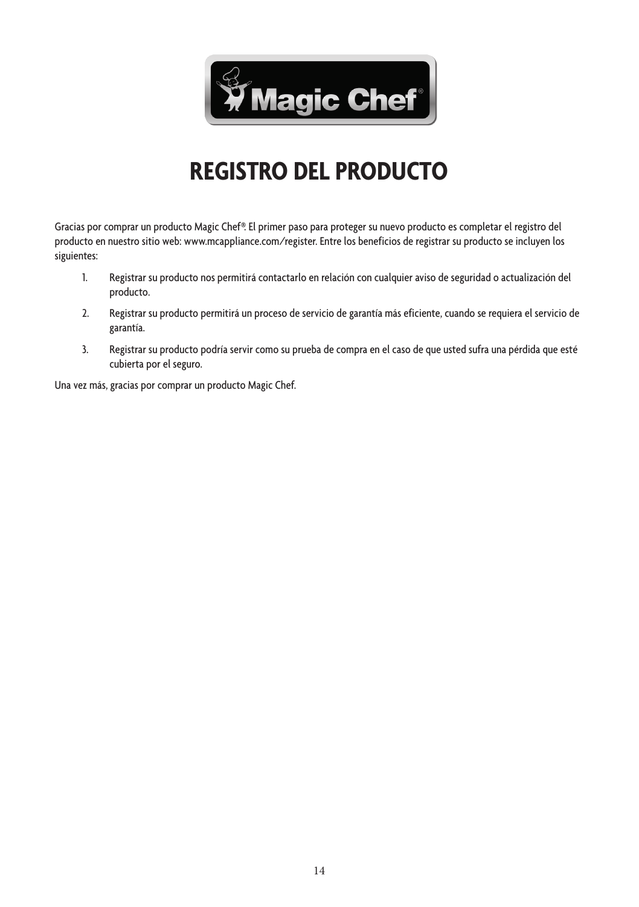# REGISTRO DEL PRODUCTO

Gracias por comprar un producto Magic Chef®. El primer paso para proteger su nuevo producto es completar el registro del producto en nuestro sitio web: www.mcappliance.com/register. Entre los beneficios de registrar su producto se incluyen los siguientes:

1. Registrar su producto nos permitirá contactarlo en relación con cualquier aviso de seguridad o actualización del producto.
2. Registrar su producto permitirá un proceso de servicio de garantía más eficiente, cuando se requiera el servicio de garantía.
3. Registrar su producto podría servir como su prueba de compra en el caso de que usted sufra una pérdida que esté cubierta por el seguro.

Una vez más, gracias por comprar un producto Magic Chef.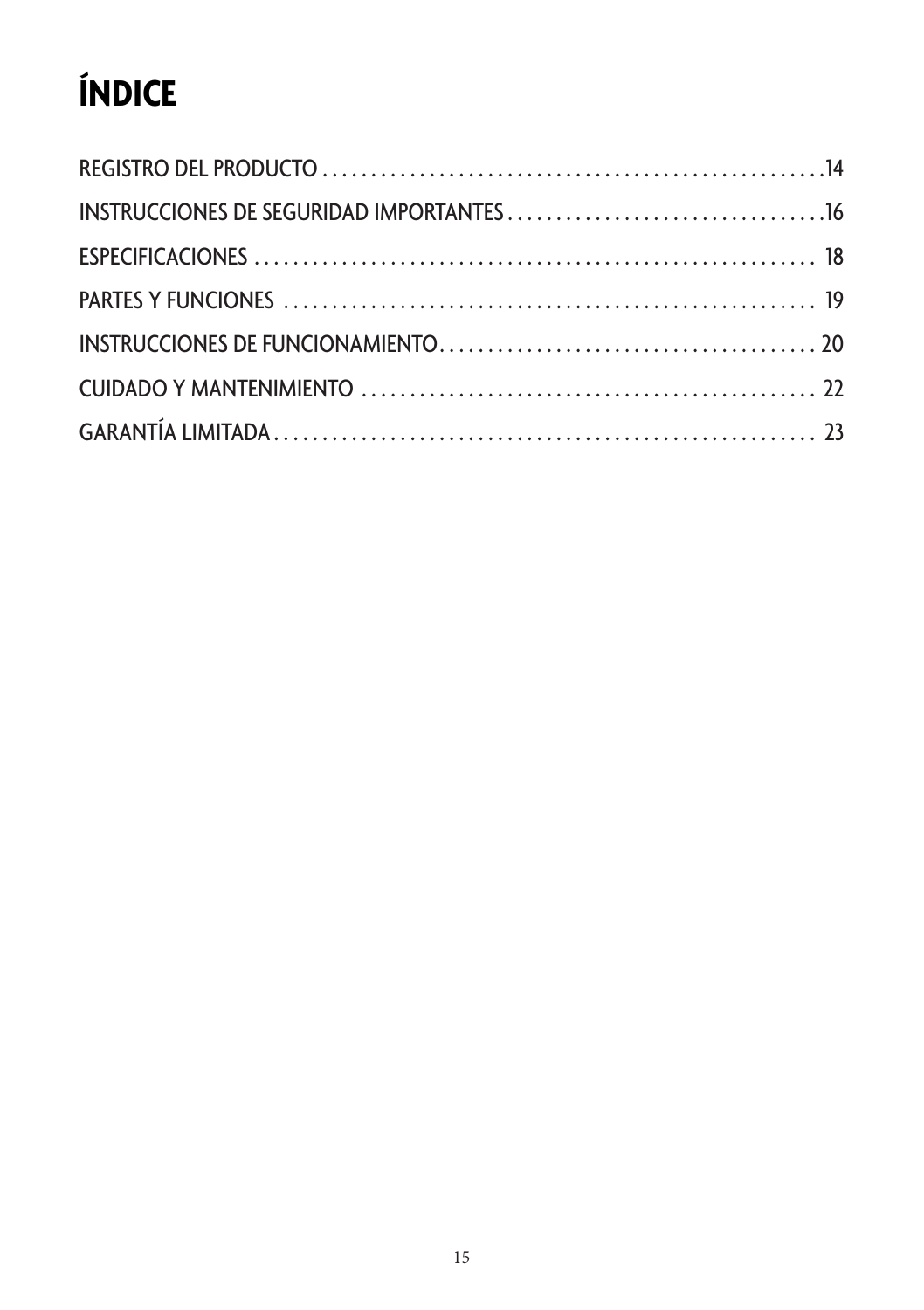# ÍNDICE

REGISTRO DEL PRODUCTO . . . . . . . . . . . . . . . . . . . . . . . . . . . . . . . . . . . . . . . . . . . . . . . . . . . .14

INSTRUCCIONES DE SEGURIDAD IMPORTANTES . . . . . . . . . . . . . . . . . . . . . . . . . . . . . . . . .16

ESPECIFICACIONES . . . . . . . . . . . . . . . . . . . . . . . . . . . . . . . . . . . . . . . . . . . . . . . . . . . . . . . . . 18

PARTES Y FUNCIONES . . . . . . . . . . . . . . . . . . . . . . . . . . . . . . . . . . . . . . . . . . . . . . . . . . . . . . 19

INSTRUCCIONES DE FUNCIONAMIENTO . . . . . . . . . . . . . . . . . . . . . . . . . . . . . . . . . . . . . . . 20

CUIDADO Y MANTENIMIENTO . . . . . . . . . . . . . . . . . . . . . . . . . . . . . . . . . . . . . . . . . . . . . . . 22

GARANTÍA LIMITADA . . . . . . . . . . . . . . . . . . . . . . . . . . . . . . . . . . . . . . . . . . . . . . . . . . . . . . . 23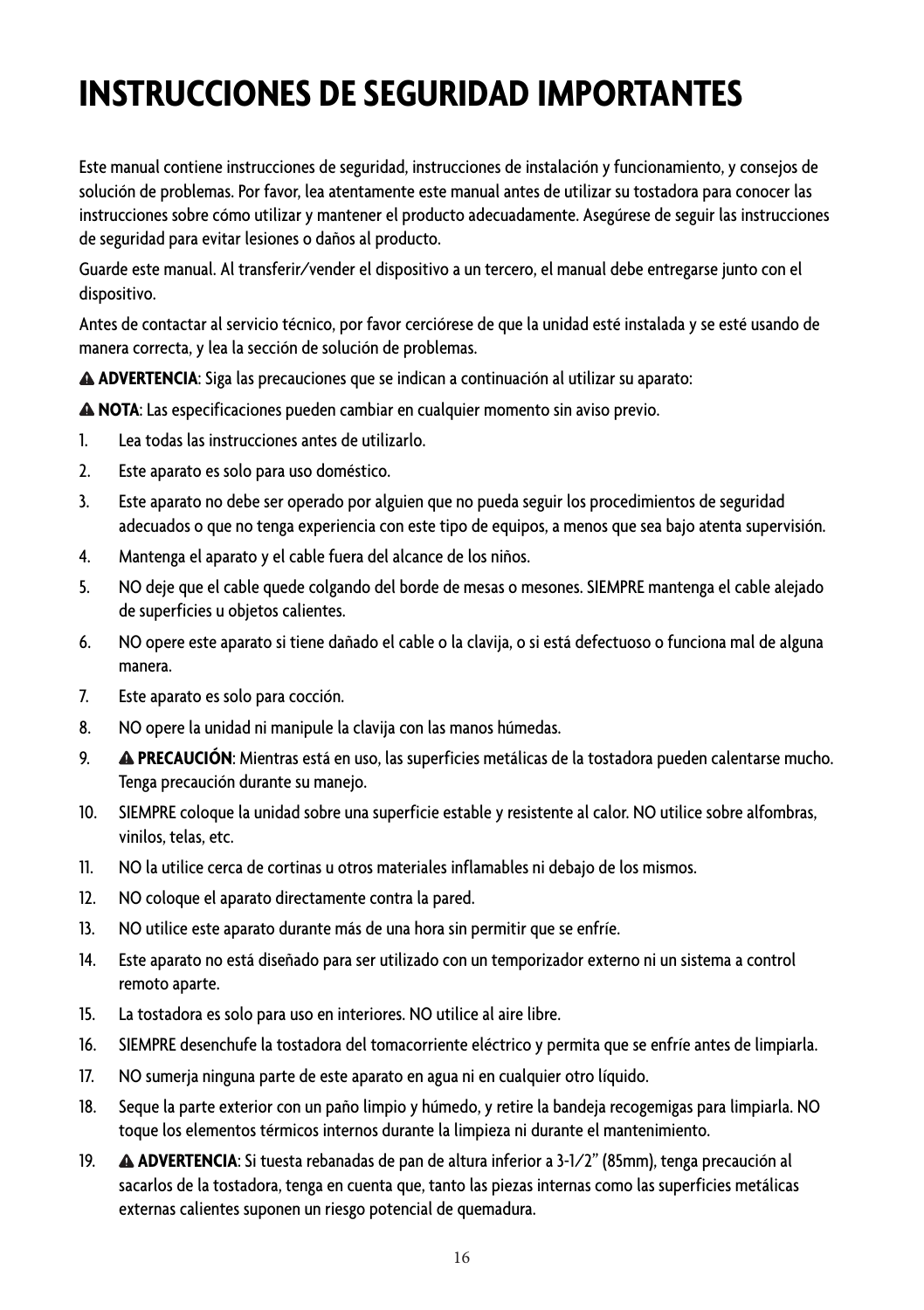# INSTRUCCIONES DE SEGURIDAD IMPORTANTES

Este manual contiene instrucciones de seguridad, instrucciones de instalación y funcionamiento, y consejos de solución de problemas. Por favor, lea atentamente este manual antes de utilizar su tostadora para conocer las instrucciones sobre cómo utilizar y mantener el producto adecuadamente. Asegúrese de seguir las instrucciones de seguridad para evitar lesiones o daños al producto.

Guarde este manual. Al transferir/vender el dispositivo a un tercero, el manual debe entregarse junto con el dispositivo.

Antes de contactar al servicio técnico, por favor cerciórese de que la unidad esté instalada y se esté usando de manera correcta, y lea la sección de solución de problemas.

⚠ **ADVERTENCIA**: Siga las precauciones que se indican a continuación al utilizar su aparato:

⚠ **NOTA**: Las especificaciones pueden cambiar en cualquier momento sin aviso previo.

1. Lea todas las instrucciones antes de utilizarlo.
2. Este aparato es solo para uso doméstico.
3. Este aparato no debe ser operado por alguien que no pueda seguir los procedimientos de seguridad adecuados o que no tenga experiencia con este tipo de equipos, a menos que sea bajo atenta supervisión.
4. Mantenga el aparato y el cable fuera del alcance de los niños.
5. NO deje que el cable quede colgando del borde de mesas o mesones. SIEMPRE mantenga el cable alejado de superficies u objetos calientes.
6. NO opere este aparato si tiene dañado el cable o la clavija, o si está defectuoso o funciona mal de alguna manera.
7. Este aparato es solo para cocción.
8. NO opere la unidad ni manipule la clavija con las manos húmedas.
9. ⚠ **PRECAUCIÓN**: Mientras está en uso, las superficies metálicas de la tostadora pueden calentarse mucho. Tenga precaución durante su manejo.
10. SIEMPRE coloque la unidad sobre una superficie estable y resistente al calor. NO utilice sobre alfombras, vinilos, telas, etc.
11. NO la utilice cerca de cortinas u otros materiales inflamables ni debajo de los mismos.
12. NO coloque el aparato directamente contra la pared.
13. NO utilice este aparato durante más de una hora sin permitir que se enfríe.
14. Este aparato no está diseñado para ser utilizado con un temporizador externo ni un sistema a control remoto aparte.
15. La tostadora es solo para uso en interiores. NO utilice al aire libre.
16. SIEMPRE desenchufe la tostadora del tomacorriente eléctrico y permita que se enfríe antes de limpiarla.
17. NO sumerja ninguna parte de este aparato en agua ni en cualquier otro líquido.
18. Seque la parte exterior con un paño limpio y húmedo, y retire la bandeja recogemigas para limpiarla. NO toque los elementos térmicos internos durante la limpieza ni durante el mantenimiento.
19. ⚠ **ADVERTENCIA**: Si tuesta rebanadas de pan de altura inferior a 3-1/2" (85mm), tenga precaución al sacarlos de la tostadora, tenga en cuenta que, tanto las piezas internas como las superficies metálicas externas calientes suponen un riesgo potencial de quemadura.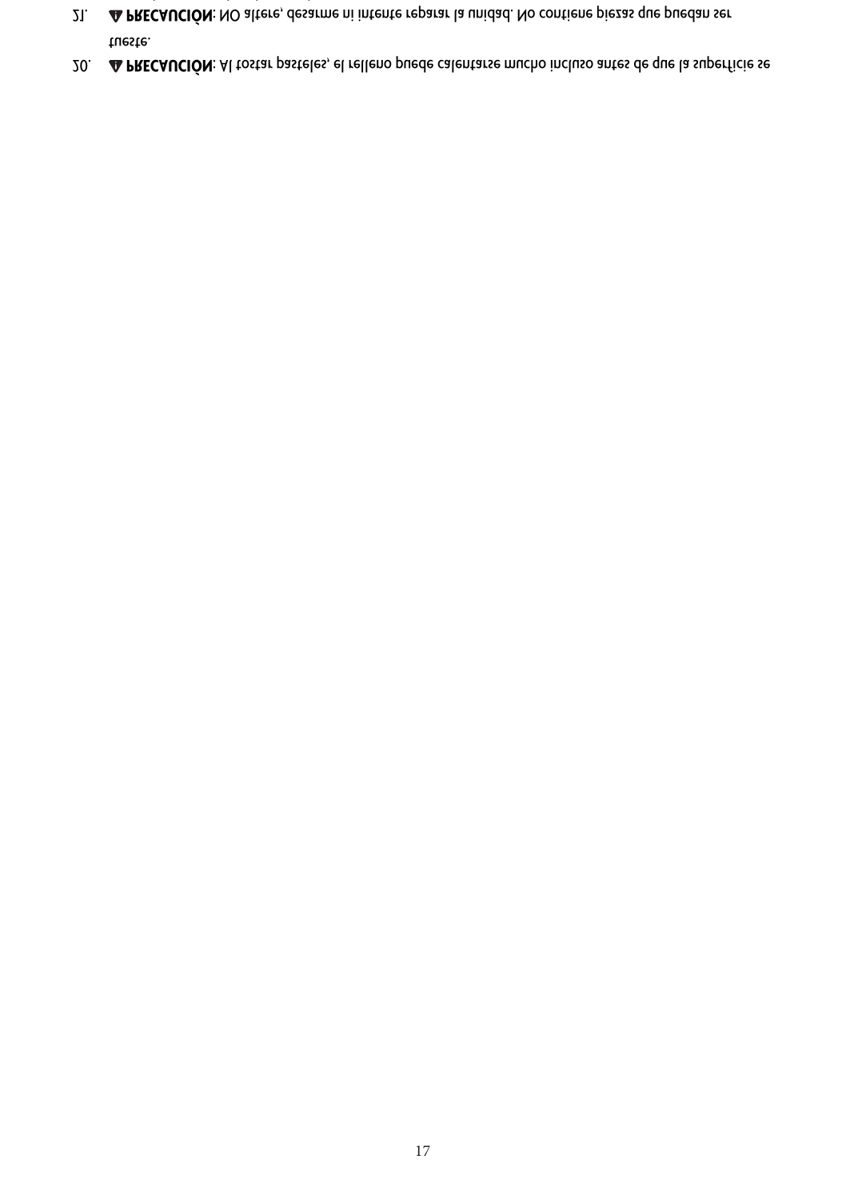20. ⚠ **PRECAUCIÓN**: Al tostar pasteles, el relleno puede calentarse mucho incluso antes de que la superficie se tueste.

21. ⚠ **PRECAUCIÓN**: NO altere, desarme ni intente reparar la unidad. No contiene piezas que puedan ser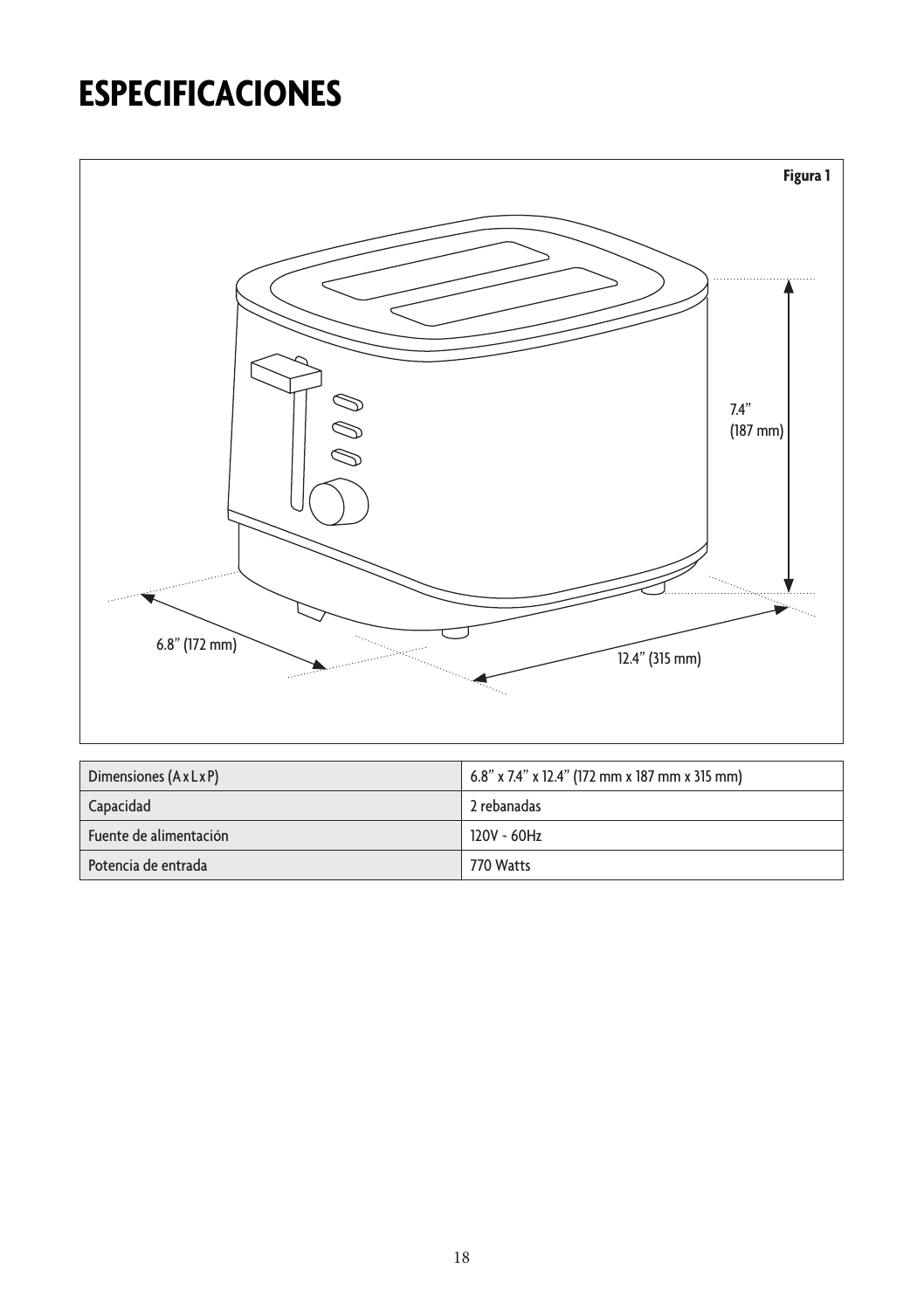# ESPECIFICACIONES

Figura 1

| Dimensiones (A x L x P) | 6.8” x 7.4” x 12.4” (172 mm x 187 mm x 315 mm) |
|---|---|
| Capacidad | 2 rebanadas |
| Fuente de alimentación | 120V ~ 60Hz |
| Potencia de entrada | 770 Watts |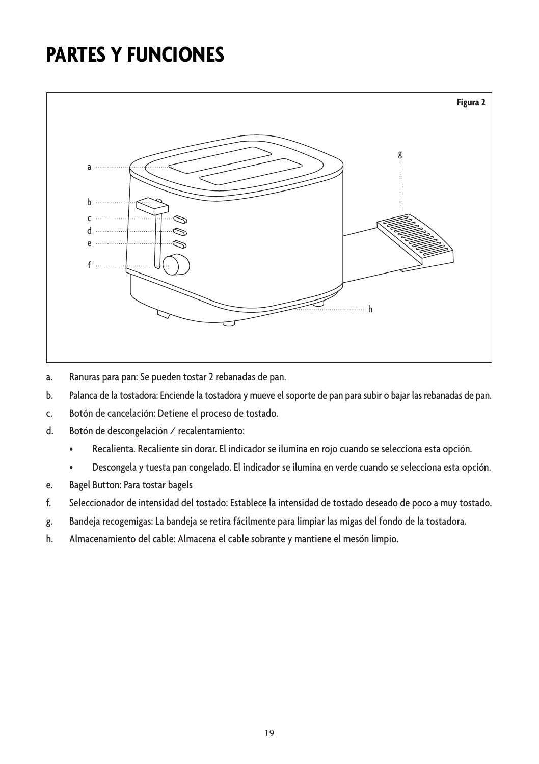# PARTES Y FUNCIONES

Figura 2

a. Ranuras para pan: Se pueden tostar 2 rebanadas de pan.

b. Palanca de la tostadora: Enciende la tostadora y mueve el soporte de pan para subir o bajar las rebanadas de pan.

c. Botón de cancelación: Detiene el proceso de tostado.

d. Botón de descongelación / recalentamiento:

   - Recalienta. Recaliente sin dorar. El indicador se ilumina en rojo cuando se selecciona esta opción.
   - Descongela y tuesta pan congelado. El indicador se ilumina en verde cuando se selecciona esta opción.

e. Bagel Button: Para tostar bagels

f. Seleccionador de intensidad del tostado: Establece la intensidad de tostado deseado de poco a muy tostado.

g. Bandeja recogemigas: La bandeja se retira fácilmente para limpiar las migas del fondo de la tostadora.

h. Almacenamiento del cable: Almacena el cable sobrante y mantiene el mesón limpio.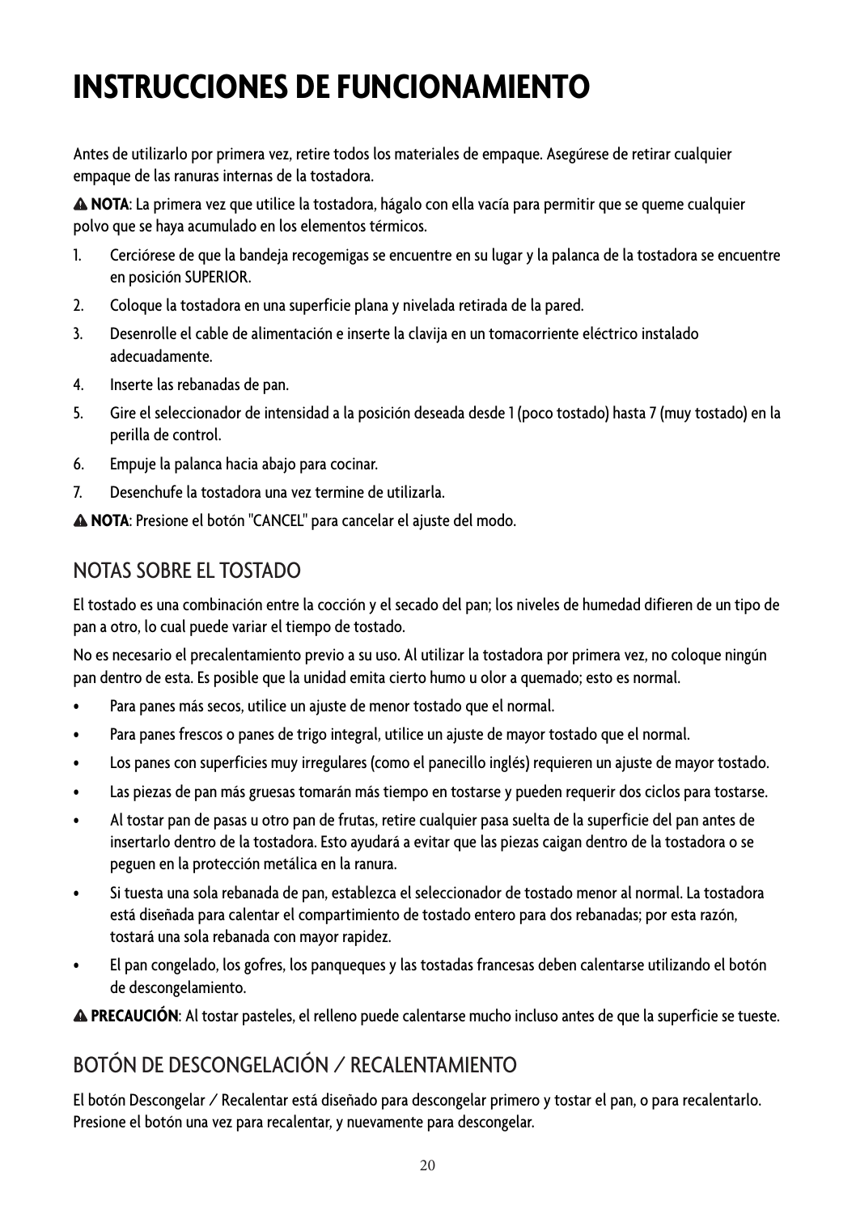# INSTRUCCIONES DE FUNCIONAMIENTO

Antes de utilizarlo por primera vez, retire todos los materiales de empaque. Asegúrese de retirar cualquier empaque de las ranuras internas de la tostadora.

⚠ **NOTA**: La primera vez que utilice la tostadora, hágalo con ella vacía para permitir que se queme cualquier polvo que se haya acumulado en los elementos térmicos.

1. Cerciórese de que la bandeja recogemigas se encuentre en su lugar y la palanca de la tostadora se encuentre en posición SUPERIOR.
2. Coloque la tostadora en una superficie plana y nivelada retirada de la pared.
3. Desenrolle el cable de alimentación e inserte la clavija en un tomacorriente eléctrico instalado adecuadamente.
4. Inserte las rebanadas de pan.
5. Gire el seleccionador de intensidad a la posición deseada desde 1 (poco tostado) hasta 7 (muy tostado) en la perilla de control.
6. Empuje la palanca hacia abajo para cocinar.
7. Desenchufe la tostadora una vez termine de utilizarla.

⚠ **NOTA**: Presione el botón "CANCEL" para cancelar el ajuste del modo.

## NOTAS SOBRE EL TOSTADO

El tostado es una combinación entre la cocción y el secado del pan; los niveles de humedad difieren de un tipo de pan a otro, lo cual puede variar el tiempo de tostado.

No es necesario el precalentamiento previo a su uso. Al utilizar la tostadora por primera vez, no coloque ningún pan dentro de esta. Es posible que la unidad emita cierto humo u olor a quemado; esto es normal.

- Para panes más secos, utilice un ajuste de menor tostado que el normal.
- Para panes frescos o panes de trigo integral, utilice un ajuste de mayor tostado que el normal.
- Los panes con superficies muy irregulares (como el panecillo inglés) requieren un ajuste de mayor tostado.
- Las piezas de pan más gruesas tomarán más tiempo en tostarse y pueden requerir dos ciclos para tostarse.
- Al tostar pan de pasas u otro pan de frutas, retire cualquier pasa suelta de la superficie del pan antes de insertarlo dentro de la tostadora. Esto ayudará a evitar que las piezas caigan dentro de la tostadora o se peguen en la protección metálica en la ranura.
- Si tuesta una sola rebanada de pan, establezca el seleccionador de tostado menor al normal. La tostadora está diseñada para calentar el compartimiento de tostado entero para dos rebanadas; por esta razón, tostará una sola rebanada con mayor rapidez.
- El pan congelado, los gofres, los panqueques y las tostadas francesas deben calentarse utilizando el botón de descongelamiento.

⚠ **PRECAUCIÓN**: Al tostar pasteles, el relleno puede calentarse mucho incluso antes de que la superficie se tueste.

## BOTÓN DE DESCONGELACIÓN / RECALENTAMIENTO

El botón Descongelar / Recalentar está diseñado para descongelar primero y tostar el pan, o para recalentarlo. Presione el botón una vez para recalentar, y nuevamente para descongelar.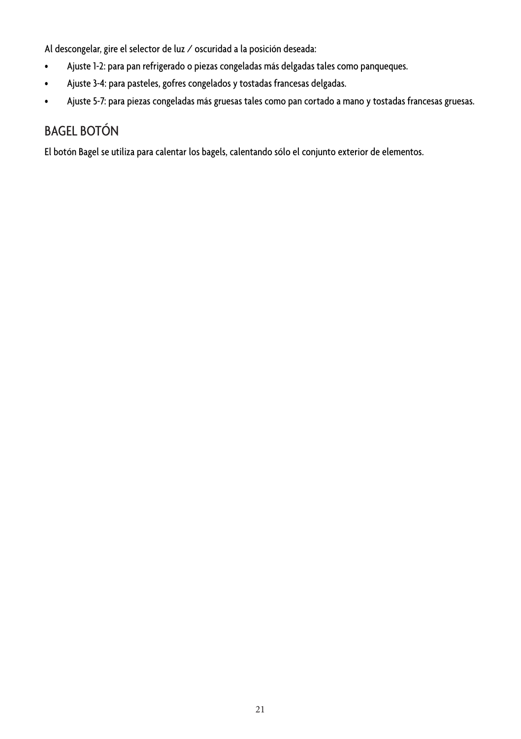Al descongelar, gire el selector de luz / oscuridad a la posición deseada:

- Ajuste 1-2: para pan refrigerado o piezas congeladas más delgadas tales como panqueques.
- Ajuste 3-4: para pasteles, gofres congelados y tostadas francesas delgadas.
- Ajuste 5-7: para piezas congeladas más gruesas tales como pan cortado a mano y tostadas francesas gruesas.

## BAGEL BOTÓN

El botón Bagel se utiliza para calentar los bagels, calentando sólo el conjunto exterior de elementos.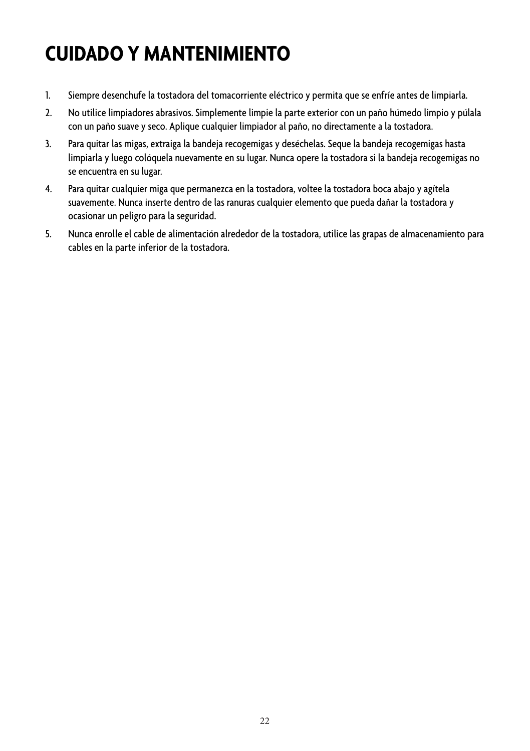# CUIDADO Y MANTENIMIENTO

1. Siempre desenchufe la tostadora del tomacorriente eléctrico y permita que se enfríe antes de limpiarla.
2. No utilice limpiadores abrasivos. Simplemente limpie la parte exterior con un paño húmedo limpio y púlala con un paño suave y seco. Aplique cualquier limpiador al paño, no directamente a la tostadora.
3. Para quitar las migas, extraiga la bandeja recogemigas y deséchelas. Seque la bandeja recogemigas hasta limpiarla y luego colóquela nuevamente en su lugar. Nunca opere la tostadora si la bandeja recogemigas no se encuentra en su lugar.
4. Para quitar cualquier miga que permanezca en la tostadora, voltee la tostadora boca abajo y agítela suavemente. Nunca inserte dentro de las ranuras cualquier elemento que pueda dañar la tostadora y ocasionar un peligro para la seguridad.
5. Nunca enrolle el cable de alimentación alrededor de la tostadora, utilice las grapas de almacenamiento para cables en la parte inferior de la tostadora.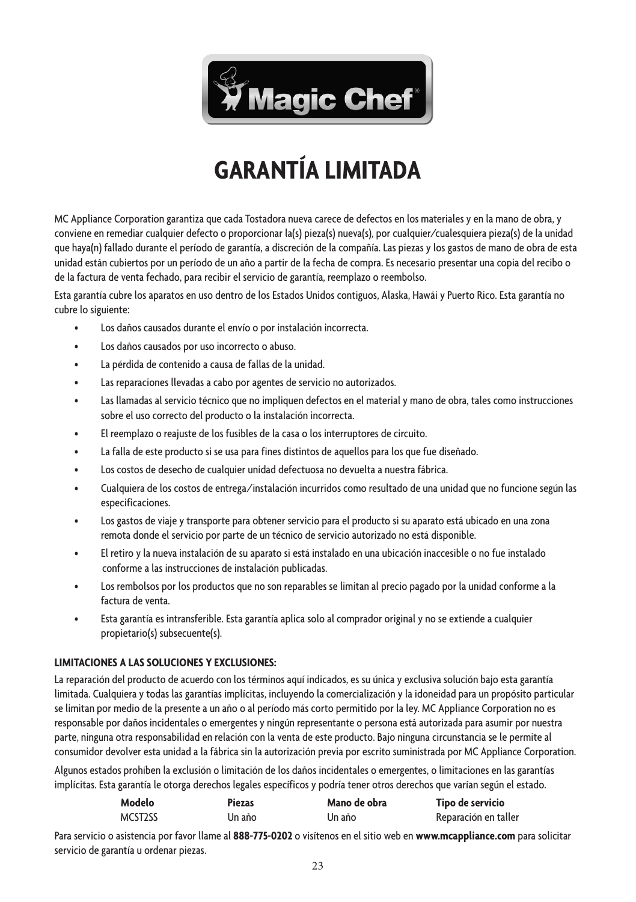Magic Chef®

# GARANTÍA LIMITADA

MC Appliance Corporation garantiza que cada Tostadora nueva carece de defectos en los materiales y en la mano de obra, y conviene en remediar cualquier defecto o proporcionar la(s) pieza(s) nueva(s), por cualquier/cualesquiera pieza(s) de la unidad que haya(n) fallado durante el período de garantía, a discreción de la compañía. Las piezas y los gastos de mano de obra de esta unidad están cubiertos por un período de un año a partir de la fecha de compra. Es necesario presentar una copia del recibo o de la factura de venta fechado, para recibir el servicio de garantía, reemplazo o reembolso.

Esta garantía cubre los aparatos en uso dentro de los Estados Unidos contiguos, Alaska, Hawái y Puerto Rico. Esta garantía no cubre lo siguiente:

- Los daños causados durante el envío o por instalación incorrecta.
- Los daños causados por uso incorrecto o abuso.
- La pérdida de contenido a causa de fallas de la unidad.
- Las reparaciones llevadas a cabo por agentes de servicio no autorizados.
- Las llamadas al servicio técnico que no impliquen defectos en el material y mano de obra, tales como instrucciones sobre el uso correcto del producto o la instalación incorrecta.
- El reemplazo o reajuste de los fusibles de la casa o los interruptores de circuito.
- La falla de este producto si se usa para fines distintos de aquellos para los que fue diseñado.
- Los costos de desecho de cualquier unidad defectuosa no devuelta a nuestra fábrica.
- Cualquiera de los costos de entrega/instalación incurridos como resultado de una unidad que no funcione según las especificaciones.
- Los gastos de viaje y transporte para obtener servicio para el producto si su aparato está ubicado en una zona remota donde el servicio por parte de un técnico de servicio autorizado no está disponible.
- El retiro y la nueva instalación de su aparato si está instalado en una ubicación inaccesible o no fue instalado conforme a las instrucciones de instalación publicadas.
- Los rembolsos por los productos que no son reparables se limitan al precio pagado por la unidad conforme a la factura de venta.
- Esta garantía es intransferible. Esta garantía aplica solo al comprador original y no se extiende a cualquier propietario(s) subsecuente(s).

**LIMITACIONES A LAS SOLUCIONES Y EXCLUSIONES:**

La reparación del producto de acuerdo con los términos aquí indicados, es su única y exclusiva solución bajo esta garantía limitada. Cualquiera y todas las garantías implícitas, incluyendo la comercialización y la idoneidad para un propósito particular se limitan por medio de la presente a un año o al período más corto permitido por la ley. MC Appliance Corporation no es responsable por daños incidentales o emergentes y ningún representante o persona está autorizada para asumir por nuestra parte, ninguna otra responsabilidad en relación con la venta de este producto. Bajo ninguna circunstancia se le permite al consumidor devolver esta unidad a la fábrica sin la autorización previa por escrito suministrada por MC Appliance Corporation.

Algunos estados prohíben la exclusión o limitación de los daños incidentales o emergentes, o limitaciones en las garantías implícitas. Esta garantía le otorga derechos legales específicos y podría tener otros derechos que varían según el estado.

| Modelo | Piezas | Mano de obra | Tipo de servicio |
|---|---|---|---|
| MCST2SS | Un año | Un año | Reparación en taller |

Para servicio o asistencia por favor llame al **888-775-0202** o visítenos en el sitio web en **www.mcappliance.com** para solicitar servicio de garantía u ordenar piezas.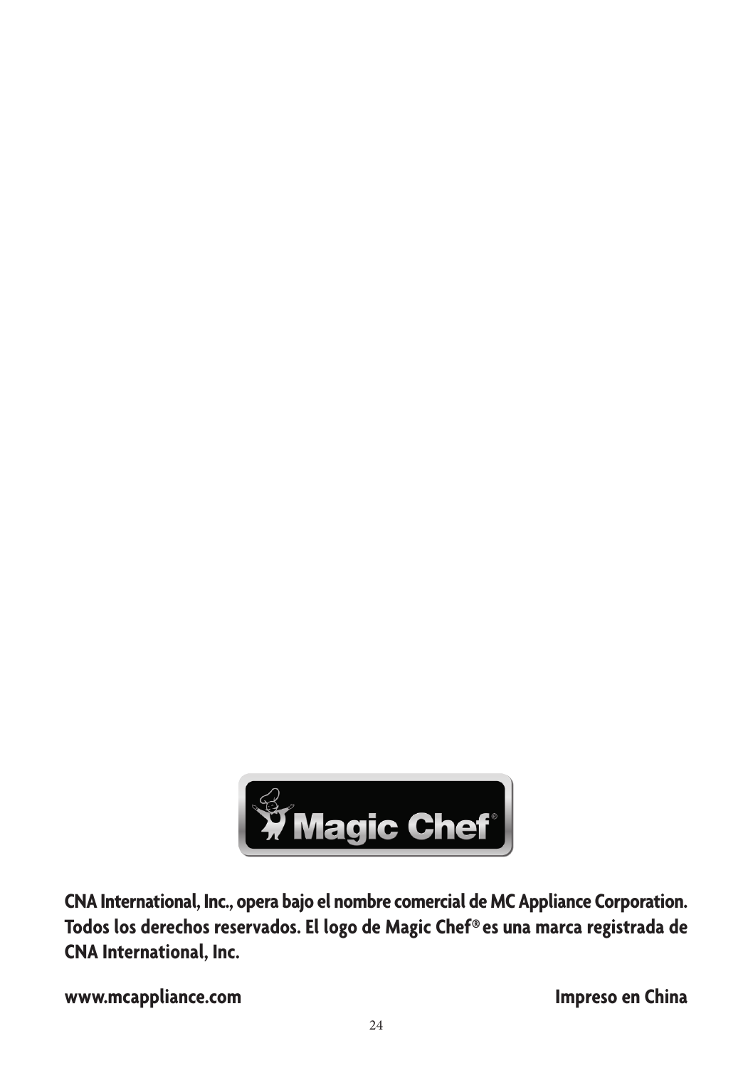**CNA International, Inc., opera bajo el nombre comercial de MC Appliance Corporation. Todos los derechos reservados. El logo de Magic Chef® es una marca registrada de CNA International, Inc.**

**www.mcappliance.com** **Impreso en China**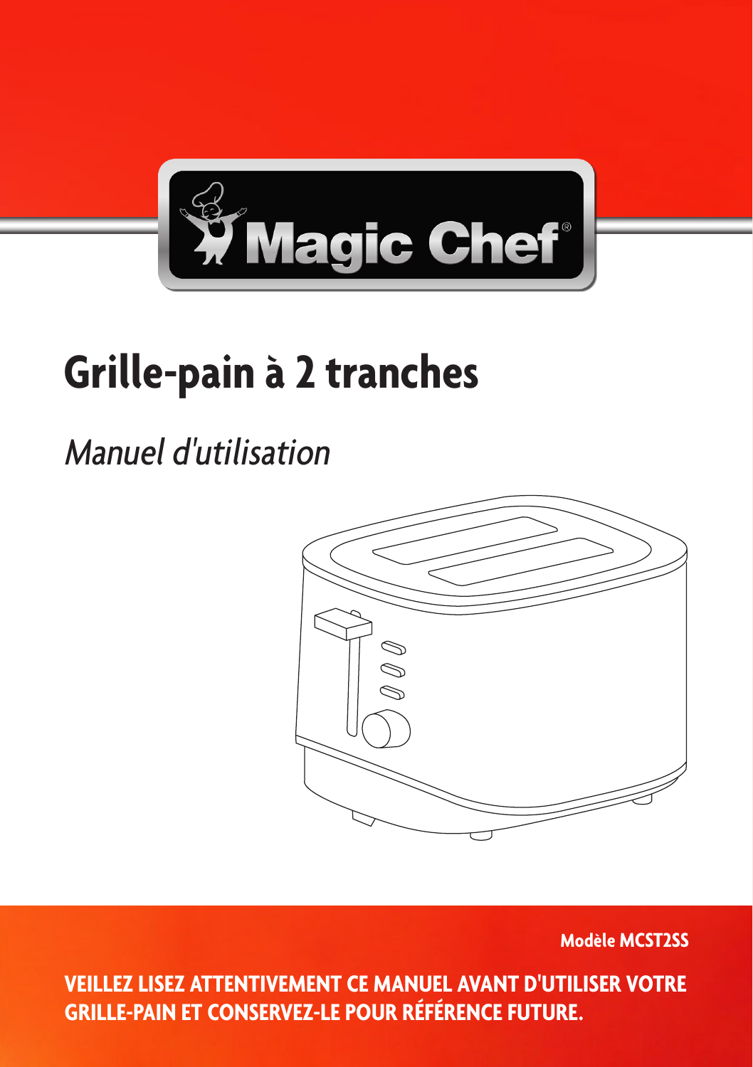Magic Chef®

# Grille-pain à 2 tranches

*Manuel d'utilisation*

**Modèle MCST2SS**

**VEILLEZ LISEZ ATTENTIVEMENT CE MANUEL AVANT D'UTILISER VOTRE GRILLE-PAIN ET CONSERVEZ-LE POUR RÉFÉRENCE FUTURE.**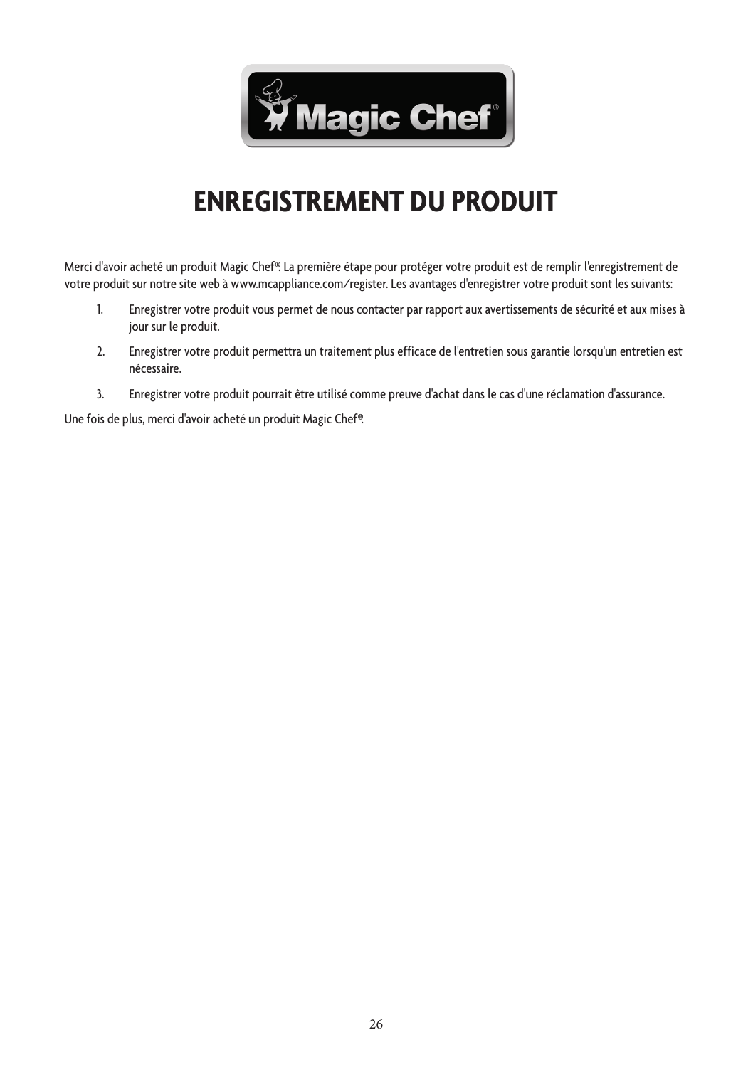# ENREGISTREMENT DU PRODUIT

Merci d'avoir acheté un produit Magic Chef®. La première étape pour protéger votre produit est de remplir l'enregistrement de votre produit sur notre site web à www.mcappliance.com/register. Les avantages d'enregistrer votre produit sont les suivants:

1. Enregistrer votre produit vous permet de nous contacter par rapport aux avertissements de sécurité et aux mises à jour sur le produit.
2. Enregistrer votre produit permettra un traitement plus efficace de l'entretien sous garantie lorsqu'un entretien est nécessaire.
3. Enregistrer votre produit pourrait être utilisé comme preuve d'achat dans le cas d'une réclamation d'assurance.

Une fois de plus, merci d'avoir acheté un produit Magic Chef®.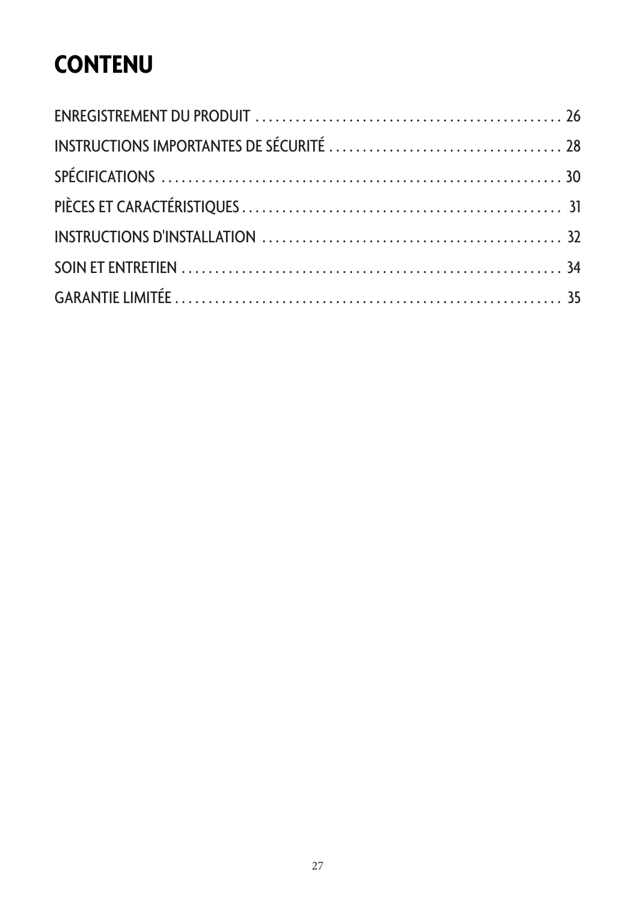# CONTENU

ENREGISTREMENT DU PRODUIT . . . . . . . . . . . . . . . . . . . . . . . . . . . . . . . . . . . . . . . . . . . . . . 26

INSTRUCTIONS IMPORTANTES DE SÉCURITÉ . . . . . . . . . . . . . . . . . . . . . . . . . . . . . . . . . . . 28

SPÉCIFICATIONS . . . . . . . . . . . . . . . . . . . . . . . . . . . . . . . . . . . . . . . . . . . . . . . . . . . . . . . . . . . . 30

PIÈCES ET CARACTÉRISTIQUES . . . . . . . . . . . . . . . . . . . . . . . . . . . . . . . . . . . . . . . . . . . . . . . 31

INSTRUCTIONS D'INSTALLATION . . . . . . . . . . . . . . . . . . . . . . . . . . . . . . . . . . . . . . . . . . . . 32

SOIN ET ENTRETIEN . . . . . . . . . . . . . . . . . . . . . . . . . . . . . . . . . . . . . . . . . . . . . . . . . . . . . . . . . 34

GARANTIE LIMITÉE . . . . . . . . . . . . . . . . . . . . . . . . . . . . . . . . . . . . . . . . . . . . . . . . . . . . . . . . . . 35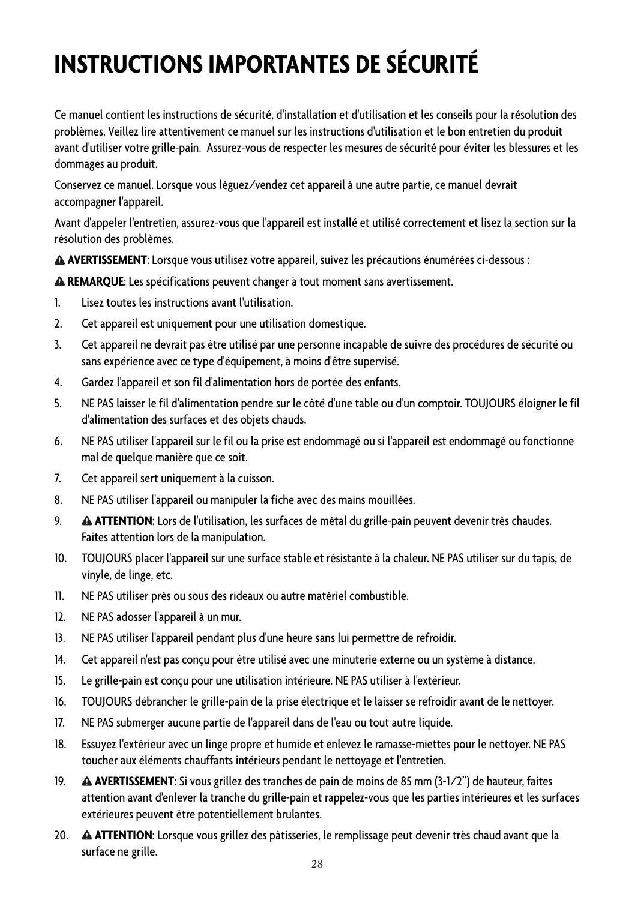# INSTRUCTIONS IMPORTANTES DE SÉCURITÉ

Ce manuel contient les instructions de sécurité, d'installation et d'utilisation et les conseils pour la résolution des problèmes. Veillez lire attentivement ce manuel sur les instructions d'utilisation et le bon entretien du produit avant d'utiliser votre grille-pain. Assurez-vous de respecter les mesures de sécurité pour éviter les blessures et les dommages au produit.

Conservez ce manuel. Lorsque vous léguez/vendez cet appareil à une autre partie, ce manuel devrait accompagner l'appareil.

Avant d'appeler l'entretien, assurez-vous que l'appareil est installé et utilisé correctement et lisez la section sur la résolution des problèmes.

⚠ **AVERTISSEMENT**: Lorsque vous utilisez votre appareil, suivez les précautions énumérées ci-dessous :

⚠ **REMARQUE**: Les spécifications peuvent changer à tout moment sans avertissement.

1. Lisez toutes les instructions avant l'utilisation.
2. Cet appareil est uniquement pour une utilisation domestique.
3. Cet appareil ne devrait pas être utilisé par une personne incapable de suivre des procédures de sécurité ou sans expérience avec ce type d'équipement, à moins d'être supervisé.
4. Gardez l'appareil et son fil d'alimentation hors de portée des enfants.
5. NE PAS laisser le fil d'alimentation pendre sur le côté d'une table ou d'un comptoir. TOUJOURS éloigner le fil d'alimentation des surfaces et des objets chauds.
6. NE PAS utiliser l'appareil sur le fil ou la prise est endommagé ou si l'appareil est endommagé ou fonctionne mal de quelque manière que ce soit.
7. Cet appareil sert uniquement à la cuisson.
8. NE PAS utiliser l'appareil ou manipuler la fiche avec des mains mouillées.
9. ⚠ **ATTENTION**: Lors de l'utilisation, les surfaces de métal du grille-pain peuvent devenir très chaudes. Faites attention lors de la manipulation.
10. TOUJOURS placer l'appareil sur une surface stable et résistante à la chaleur. NE PAS utiliser sur du tapis, de vinyle, de linge, etc.
11. NE PAS utiliser près ou sous des rideaux ou autre matériel combustible.
12. NE PAS adosser l'appareil à un mur.
13. NE PAS utiliser l'appareil pendant plus d'une heure sans lui permettre de refroidir.
14. Cet appareil n'est pas conçu pour être utilisé avec une minuterie externe ou un système à distance.
15. Le grille-pain est conçu pour une utilisation intérieure. NE PAS utiliser à l'extérieur.
16. TOUJOURS débrancher le grille-pain de la prise électrique et le laisser se refroidir avant de le nettoyer.
17. NE PAS submerger aucune partie de l'appareil dans de l'eau ou tout autre liquide.
18. Essuyez l'extérieur avec un linge propre et humide et enlevez le ramasse-miettes pour le nettoyer. NE PAS toucher aux éléments chauffants intérieurs pendant le nettoyage et l'entretien.
19. ⚠ **AVERTISSEMENT**: Si vous grillez des tranches de pain de moins de 85 mm (3-1/2") de hauteur, faites attention avant d'enlever la tranche du grille-pain et rappelez-vous que les parties intérieures et les surfaces extérieures peuvent être potentiellement brulantes.
20. ⚠ **ATTENTION**: Lorsque vous grillez des pâtisseries, le remplissage peut devenir très chaud avant que la surface ne grille.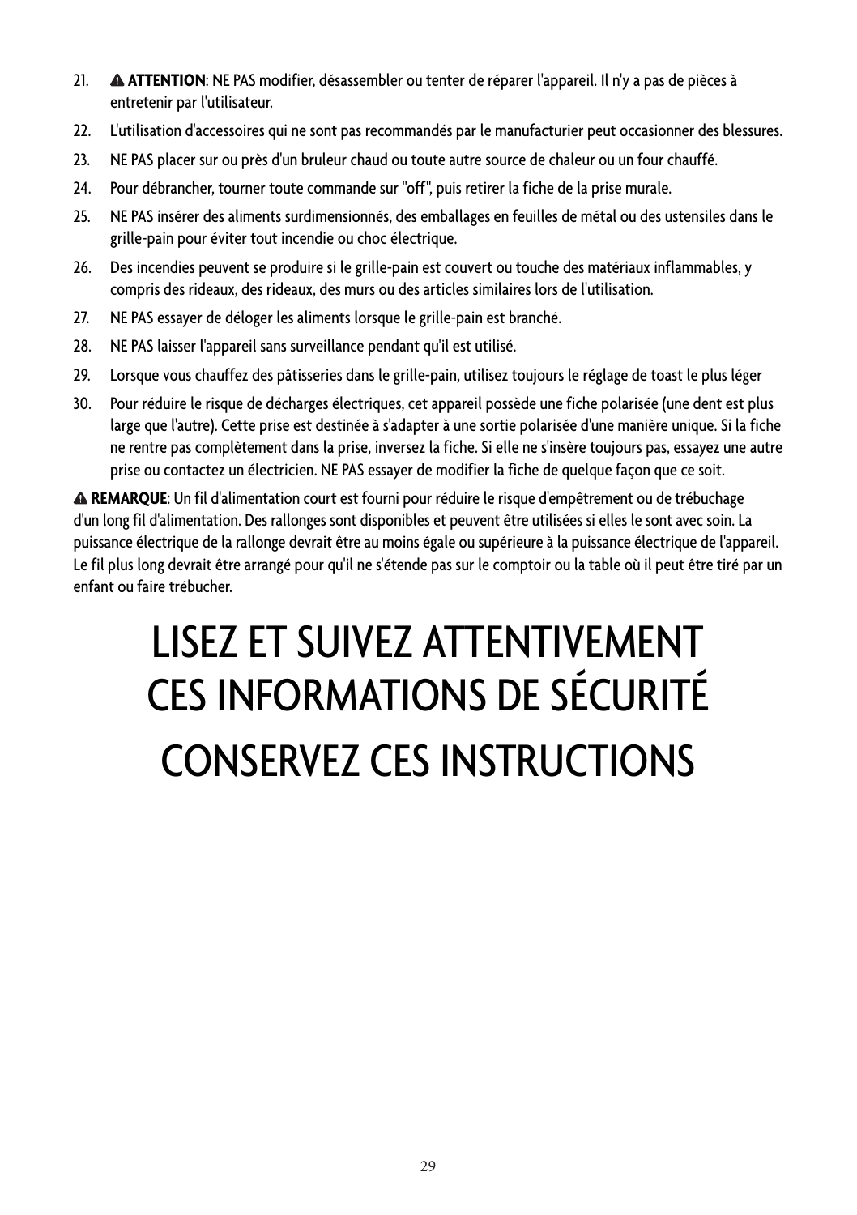21. ⚠ **ATTENTION**: NE PAS modifier, désassembler ou tenter de réparer l'appareil. Il n'y a pas de pièces à entretenir par l'utilisateur.
22. L'utilisation d'accessoires qui ne sont pas recommandés par le manufacturier peut occasionner des blessures.
23. NE PAS placer sur ou près d'un bruleur chaud ou toute autre source de chaleur ou un four chauffé.
24. Pour débrancher, tourner toute commande sur "off", puis retirer la fiche de la prise murale.
25. NE PAS insérer des aliments surdimensionnés, des emballages en feuilles de métal ou des ustensiles dans le grille-pain pour éviter tout incendie ou choc électrique.
26. Des incendies peuvent se produire si le grille-pain est couvert ou touche des matériaux inflammables, y compris des rideaux, des rideaux, des murs ou des articles similaires lors de l'utilisation.
27. NE PAS essayer de déloger les aliments lorsque le grille-pain est branché.
28. NE PAS laisser l'appareil sans surveillance pendant qu'il est utilisé.
29. Lorsque vous chauffez des pâtisseries dans le grille-pain, utilisez toujours le réglage de toast le plus léger
30. Pour réduire le risque de décharges électriques, cet appareil possède une fiche polarisée (une dent est plus large que l'autre). Cette prise est destinée à s'adapter à une sortie polarisée d'une manière unique. Si la fiche ne rentre pas complètement dans la prise, inversez la fiche. Si elle ne s'insère toujours pas, essayez une autre prise ou contactez un électricien. NE PAS essayer de modifier la fiche de quelque façon que ce soit.

⚠ **REMARQUE**: Un fil d'alimentation court est fourni pour réduire le risque d'empêtrement ou de trébuchage d'un long fil d'alimentation. Des rallonges sont disponibles et peuvent être utilisées si elles le sont avec soin. La puissance électrique de la rallonge devrait être au moins égale ou supérieure à la puissance électrique de l'appareil. Le fil plus long devrait être arrangé pour qu'il ne s'étende pas sur le comptoir ou la table où il peut être tiré par un enfant ou faire trébucher.

# LISEZ ET SUIVEZ ATTENTIVEMENT CES INFORMATIONS DE SÉCURITÉ

# CONSERVEZ CES INSTRUCTIONS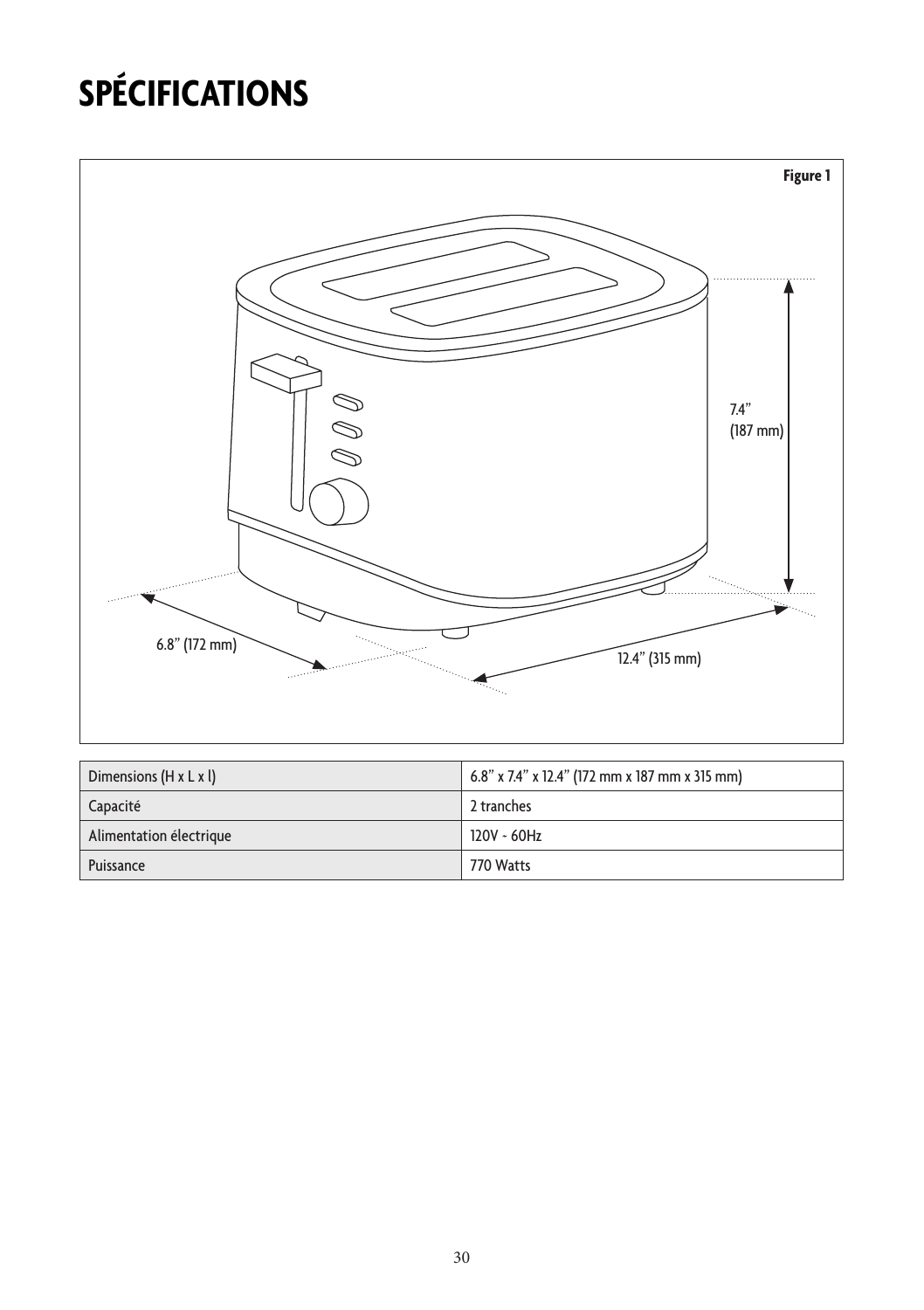# SPÉCIFICATIONS

Figure 1

7.4” (187 mm)

6.8” (172 mm)

12.4” (315 mm)

| Dimensions (H x L x l) | 6.8” x 7.4” x 12.4” (172 mm x 187 mm x 315 mm) |
|---|---|
| Capacité | 2 tranches |
| Alimentation électrique | 120V ~ 60Hz |
| Puissance | 770 Watts |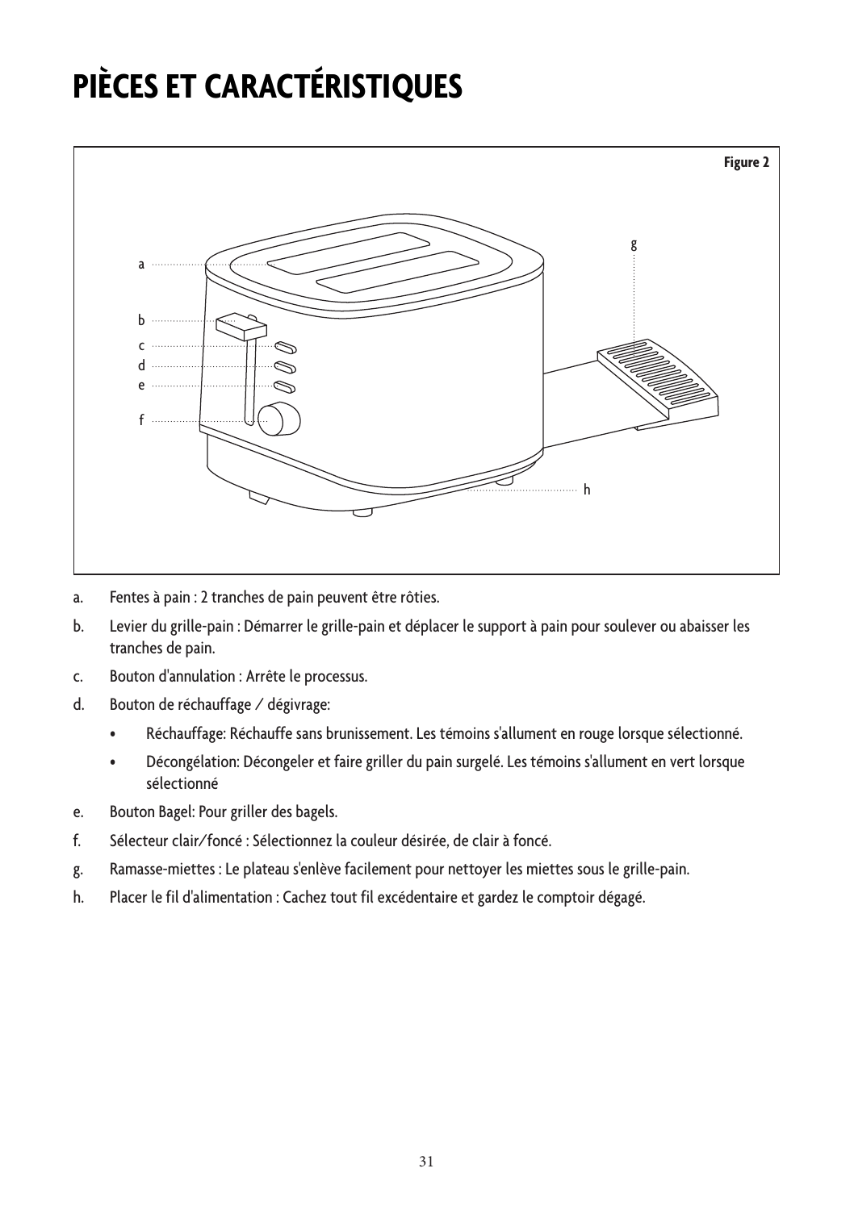# PIÈCES ET CARACTÉRISTIQUES

Figure 2

a. Fentes à pain : 2 tranches de pain peuvent être rôties.

b. Levier du grille-pain : Démarrer le grille-pain et déplacer le support à pain pour soulever ou abaisser les tranches de pain.

c. Bouton d'annulation : Arrête le processus.

d. Bouton de réchauffage / dégivrage:

   - Réchauffage: Réchauffe sans brunissement. Les témoins s'allument en rouge lorsque sélectionné.
   - Décongélation: Décongeler et faire griller du pain surgelé. Les témoins s'allument en vert lorsque sélectionné

e. Bouton Bagel: Pour griller des bagels.

f. Sélecteur clair/foncé : Sélectionnez la couleur désirée, de clair à foncé.

g. Ramasse-miettes : Le plateau s'enlève facilement pour nettoyer les miettes sous le grille-pain.

h. Placer le fil d'alimentation : Cachez tout fil excédentaire et gardez le comptoir dégagé.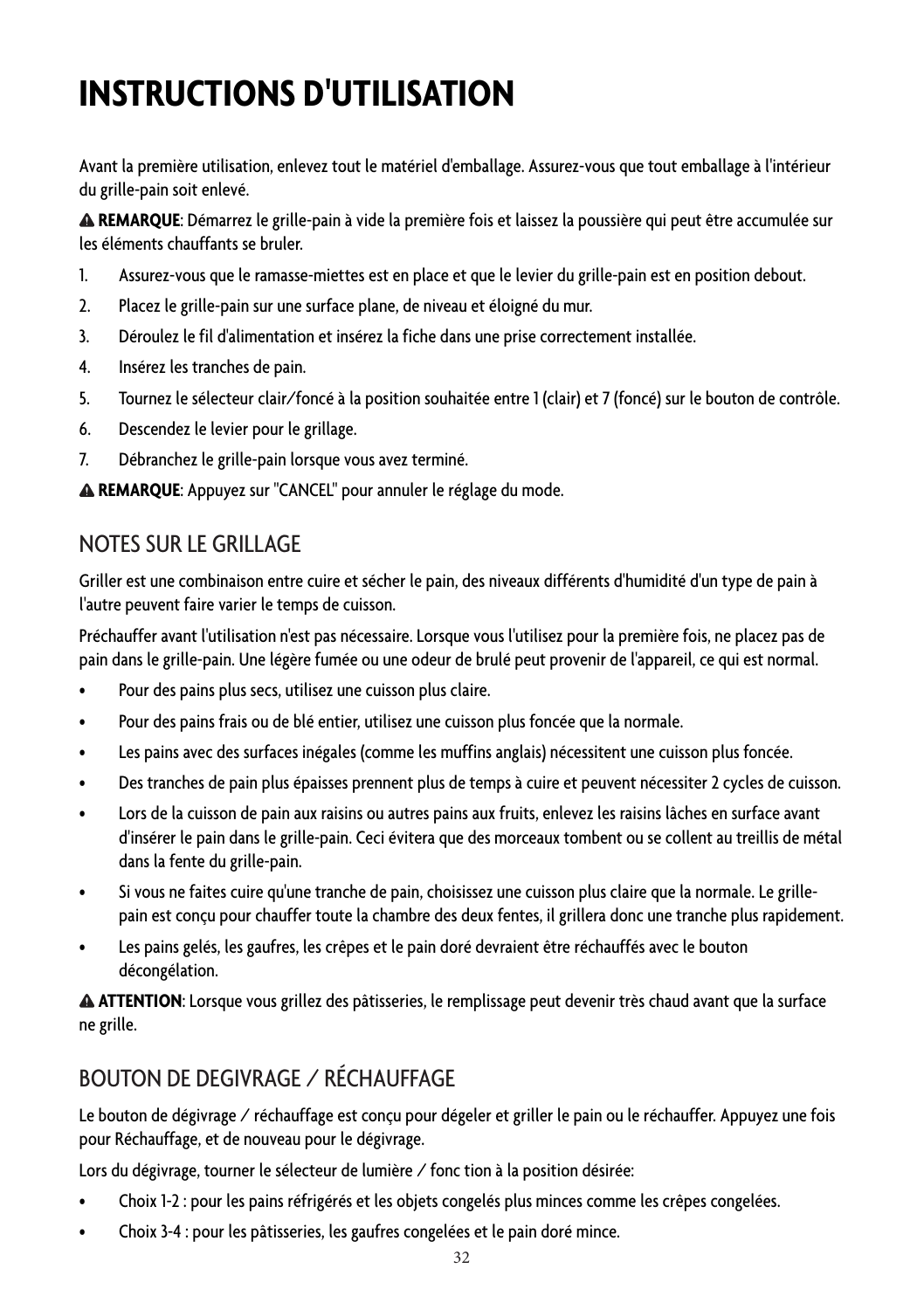# INSTRUCTIONS D'UTILISATION

Avant la première utilisation, enlevez tout le matériel d'emballage. Assurez-vous que tout emballage à l'intérieur du grille-pain soit enlevé.

⚠ **REMARQUE**: Démarrez le grille-pain à vide la première fois et laissez la poussière qui peut être accumulée sur les éléments chauffants se bruler.

1. Assurez-vous que le ramasse-miettes est en place et que le levier du grille-pain est en position debout.
2. Placez le grille-pain sur une surface plane, de niveau et éloigné du mur.
3. Déroulez le fil d'alimentation et insérez la fiche dans une prise correctement installée.
4. Insérez les tranches de pain.
5. Tournez le sélecteur clair/foncé à la position souhaitée entre 1 (clair) et 7 (foncé) sur le bouton de contrôle.
6. Descendez le levier pour le grillage.
7. Débranchez le grille-pain lorsque vous avez terminé.

⚠ **REMARQUE**: Appuyez sur "CANCEL" pour annuler le réglage du mode.

## NOTES SUR LE GRILLAGE

Griller est une combinaison entre cuire et sécher le pain, des niveaux différents d'humidité d'un type de pain à l'autre peuvent faire varier le temps de cuisson.

Préchauffer avant l'utilisation n'est pas nécessaire. Lorsque vous l'utilisez pour la première fois, ne placez pas de pain dans le grille-pain. Une légère fumée ou une odeur de brulé peut provenir de l'appareil, ce qui est normal.

- Pour des pains plus secs, utilisez une cuisson plus claire.
- Pour des pains frais ou de blé entier, utilisez une cuisson plus foncée que la normale.
- Les pains avec des surfaces inégales (comme les muffins anglais) nécessitent une cuisson plus foncée.
- Des tranches de pain plus épaisses prennent plus de temps à cuire et peuvent nécessiter 2 cycles de cuisson.
- Lors de la cuisson de pain aux raisins ou autres pains aux fruits, enlevez les raisins lâches en surface avant d'insérer le pain dans le grille-pain. Ceci évitera que des morceaux tombent ou se collent au treillis de métal dans la fente du grille-pain.
- Si vous ne faites cuire qu'une tranche de pain, choisissez une cuisson plus claire que la normale. Le grille-pain est conçu pour chauffer toute la chambre des deux fentes, il grillera donc une tranche plus rapidement.
- Les pains gelés, les gaufres, les crêpes et le pain doré devraient être réchauffés avec le bouton décongélation.

⚠ **ATTENTION**: Lorsque vous grillez des pâtisseries, le remplissage peut devenir très chaud avant que la surface ne grille.

## BOUTON DE DEGIVRAGE / RÉCHAUFFAGE

Le bouton de dégivrage / réchauffage est conçu pour dégeler et griller le pain ou le réchauffer. Appuyez une fois pour Réchauffage, et de nouveau pour le dégivrage.

Lors du dégivrage, tourner le sélecteur de lumière / fonc tion à la position désirée:

- Choix 1-2 : pour les pains réfrigérés et les objets congelés plus minces comme les crêpes congelées.
- Choix 3-4 : pour les pâtisseries, les gaufres congelées et le pain doré mince.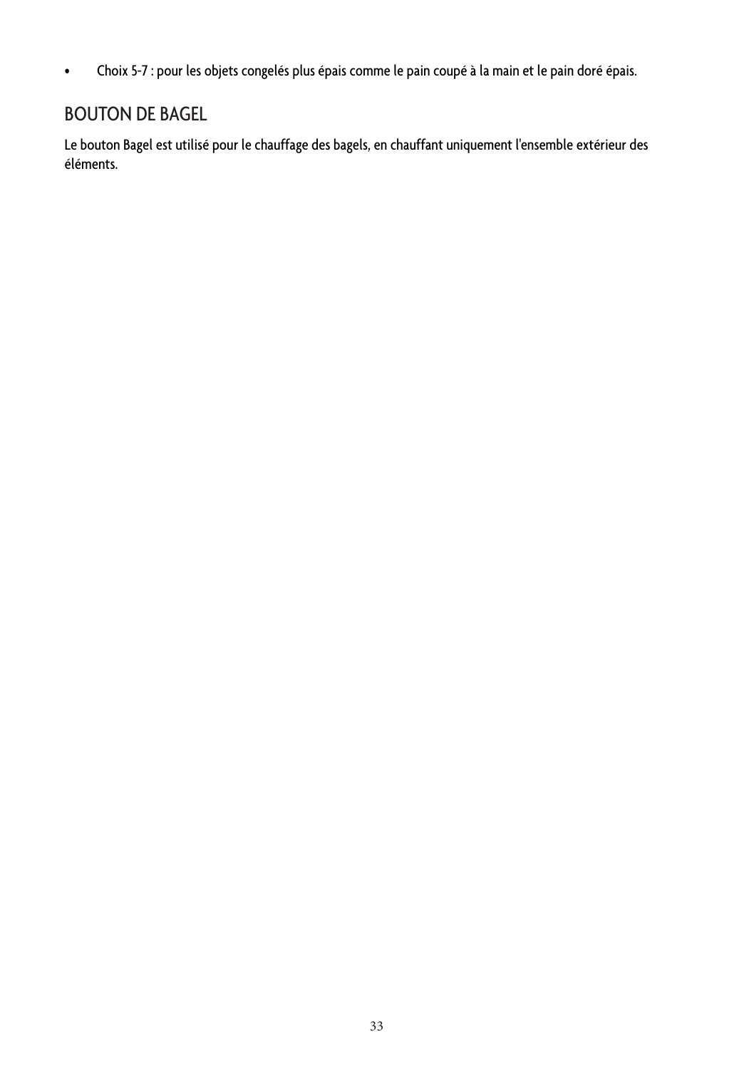- Choix 5-7 : pour les objets congelés plus épais comme le pain coupé à la main et le pain doré épais.

## BOUTON DE BAGEL

Le bouton Bagel est utilisé pour le chauffage des bagels, en chauffant uniquement l'ensemble extérieur des éléments.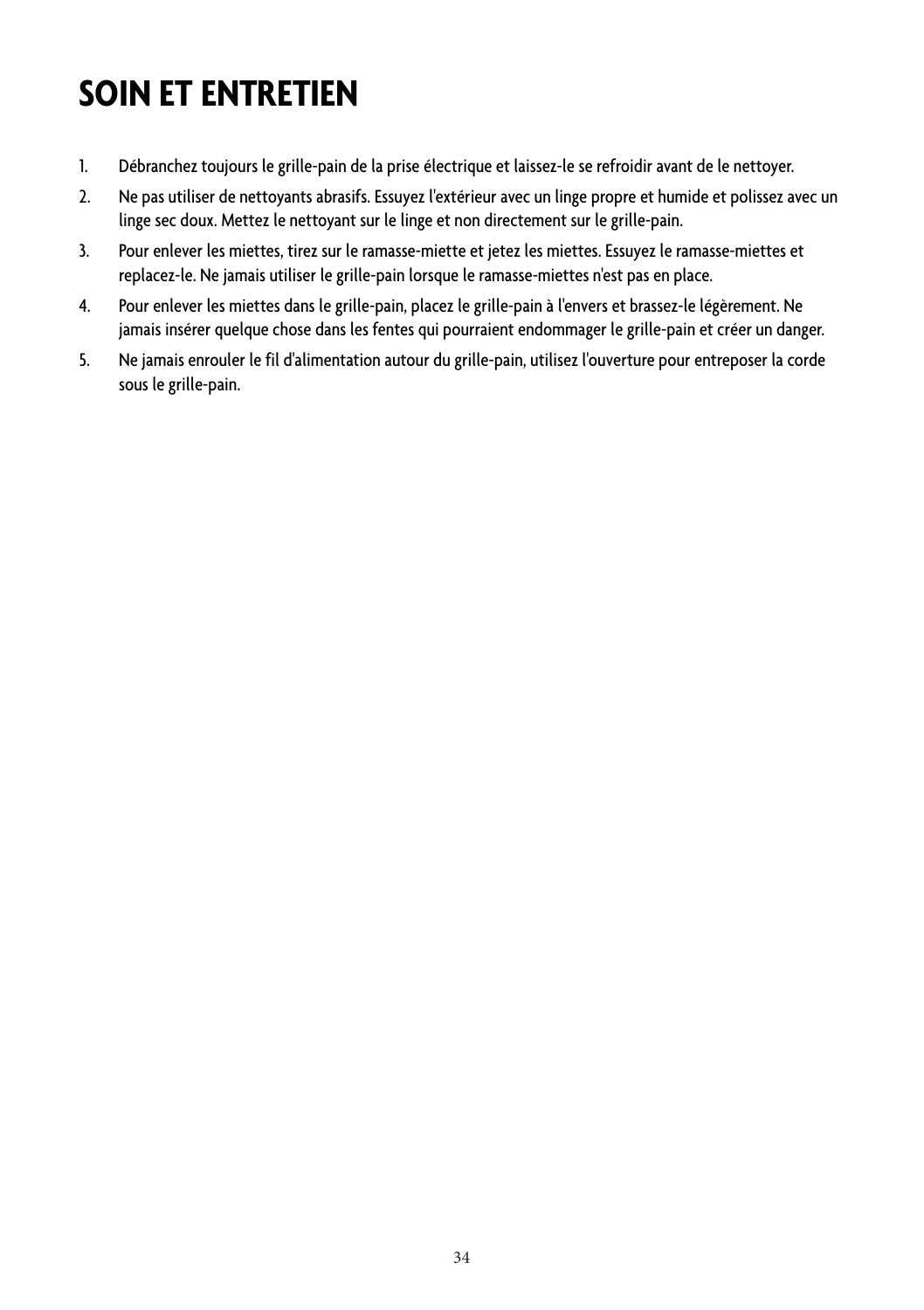# SOIN ET ENTRETIEN

1. Débranchez toujours le grille-pain de la prise électrique et laissez-le se refroidir avant de le nettoyer.
2. Ne pas utiliser de nettoyants abrasifs. Essuyez l'extérieur avec un linge propre et humide et polissez avec un linge sec doux. Mettez le nettoyant sur le linge et non directement sur le grille-pain.
3. Pour enlever les miettes, tirez sur le ramasse-miette et jetez les miettes. Essuyez le ramasse-miettes et replacez-le. Ne jamais utiliser le grille-pain lorsque le ramasse-miettes n'est pas en place.
4. Pour enlever les miettes dans le grille-pain, placez le grille-pain à l'envers et brassez-le légèrement. Ne jamais insérer quelque chose dans les fentes qui pourraient endommager le grille-pain et créer un danger.
5. Ne jamais enrouler le fil d'alimentation autour du grille-pain, utilisez l'ouverture pour entreposer la corde sous le grille-pain.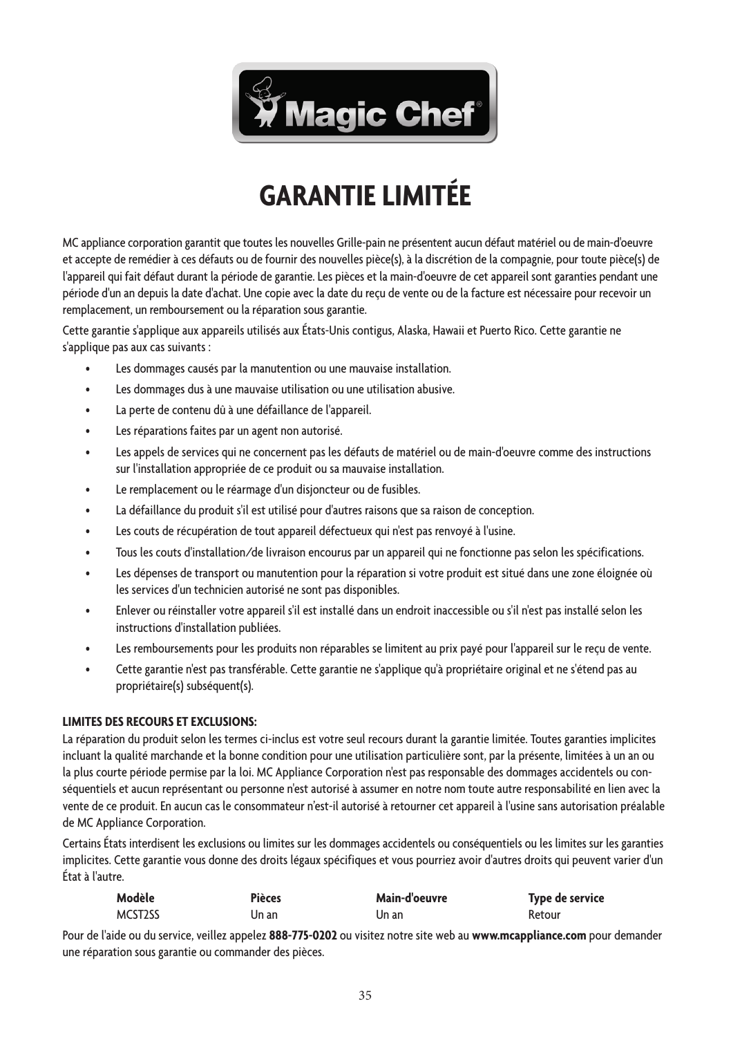# GARANTIE LIMITÉE

MC appliance corporation garantit que toutes les nouvelles Grille-pain ne présentent aucun défaut matériel ou de main-d'oeuvre et accepte de remédier à ces défauts ou de fournir des nouvelles pièce(s), à la discrétion de la compagnie, pour toute pièce(s) de l'appareil qui fait défaut durant la période de garantie. Les pièces et la main-d'oeuvre de cet appareil sont garanties pendant une période d'un an depuis la date d'achat. Une copie avec la date du reçu de vente ou de la facture est nécessaire pour recevoir un remplacement, un remboursement ou la réparation sous garantie.

Cette garantie s'applique aux appareils utilisés aux États-Unis contigus, Alaska, Hawaii et Puerto Rico. Cette garantie ne s'applique pas aux cas suivants :

- Les dommages causés par la manutention ou une mauvaise installation.
- Les dommages dus à une mauvaise utilisation ou une utilisation abusive.
- La perte de contenu dû à une défaillance de l'appareil.
- Les réparations faites par un agent non autorisé.
- Les appels de services qui ne concernent pas les défauts de matériel ou de main-d'oeuvre comme des instructions sur l'installation appropriée de ce produit ou sa mauvaise installation.
- Le remplacement ou le réarmage d'un disjoncteur ou de fusibles.
- La défaillance du produit s'il est utilisé pour d'autres raisons que sa raison de conception.
- Les couts de récupération de tout appareil défectueux qui n'est pas renvoyé à l'usine.
- Tous les couts d'installation/de livraison encourus par un appareil qui ne fonctionne pas selon les spécifications.
- Les dépenses de transport ou manutention pour la réparation si votre produit est situé dans une zone éloignée où les services d'un technicien autorisé ne sont pas disponibles.
- Enlever ou réinstaller votre appareil s'il est installé dans un endroit inaccessible ou s'il n'est pas installé selon les instructions d'installation publiées.
- Les remboursements pour les produits non réparables se limitent au prix payé pour l'appareil sur le reçu de vente.
- Cette garantie n'est pas transférable. Cette garantie ne s'applique qu'à propriétaire original et ne s'étend pas au propriétaire(s) subséquent(s).

**LIMITES DES RECOURS ET EXCLUSIONS:**

La réparation du produit selon les termes ci-inclus est votre seul recours durant la garantie limitée. Toutes garanties implicites incluant la qualité marchande et la bonne condition pour une utilisation particulière sont, par la présente, limitées à un an ou la plus courte période permise par la loi. MC Appliance Corporation n'est pas responsable des dommages accidentels ou conséquentiels et aucun représentant ou personne n'est autorisé à assumer en notre nom toute autre responsabilité en lien avec la vente de ce produit. En aucun cas le consommateur n'est-il autorisé à retourner cet appareil à l'usine sans autorisation préalable de MC Appliance Corporation.

Certains États interdisent les exclusions ou limites sur les dommages accidentels ou conséquentiels ou les limites sur les garanties implicites. Cette garantie vous donne des droits légaux spécifiques et vous pourriez avoir d'autres droits qui peuvent varier d'un État à l'autre.

| Modèle | Pièces | Main-d'oeuvre | Type de service |
|---|---|---|---|
| MCST2SS | Un an | Un an | Retour |

Pour de l'aide ou du service, veillez appelez **888-775-0202** ou visitez notre site web au **www.mcappliance.com** pour demander une réparation sous garantie ou commander des pièces.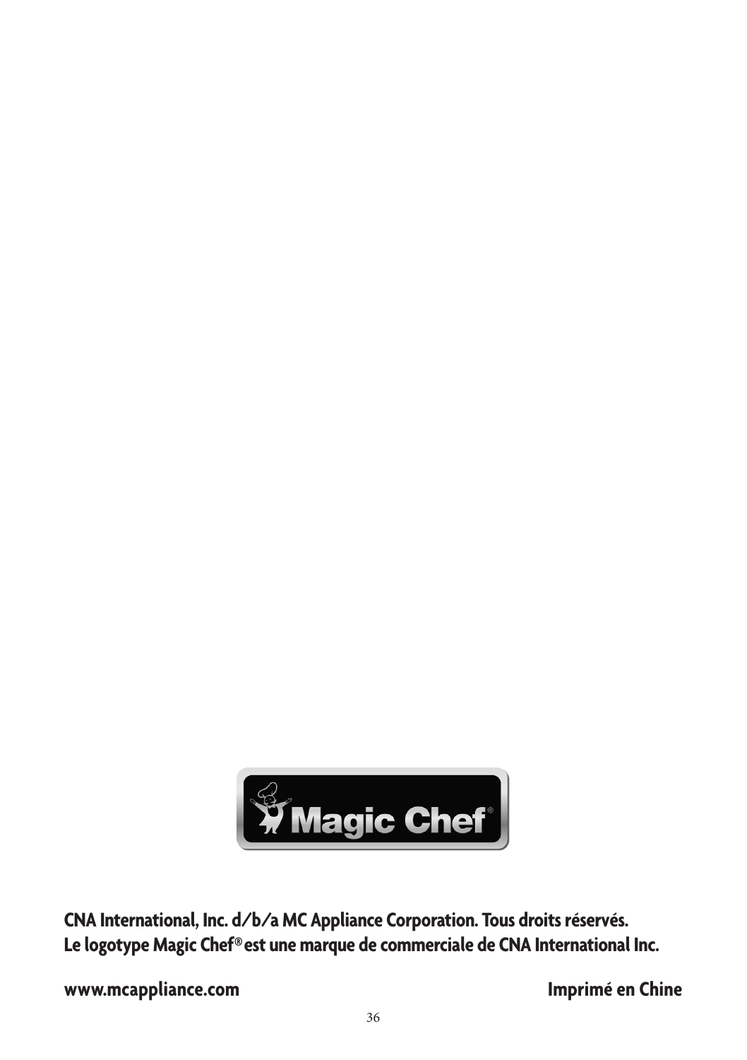**CNA International, Inc. d/b/a MC Appliance Corporation. Tous droits réservés.**
**Le logotype Magic Chef® est une marque de commerciale de CNA International Inc.**

**www.mcappliance.com** **Imprimé en Chine**